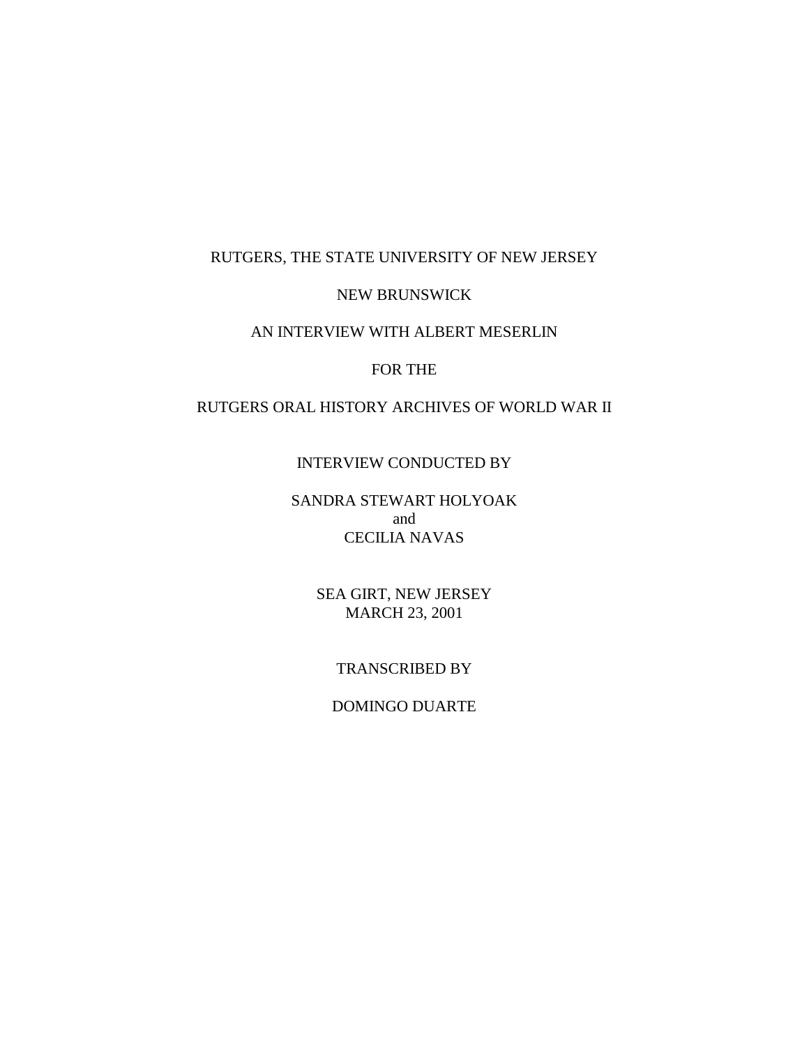RUTGERS, THE STATE UNIVERSITY OF NEW JERSEY

NEW BRUNSWICK

AN INTERVIEW WITH ALBERT MESERLIN

FOR THE

RUTGERS ORAL HISTORY ARCHIVES OF WORLD WAR II

INTERVIEW CONDUCTED BY

SANDRA STEWART HOLYOAK
and
CECILIA NAVAS

SEA GIRT, NEW JERSEY
MARCH 23, 2001

TRANSCRIBED BY

DOMINGO DUARTE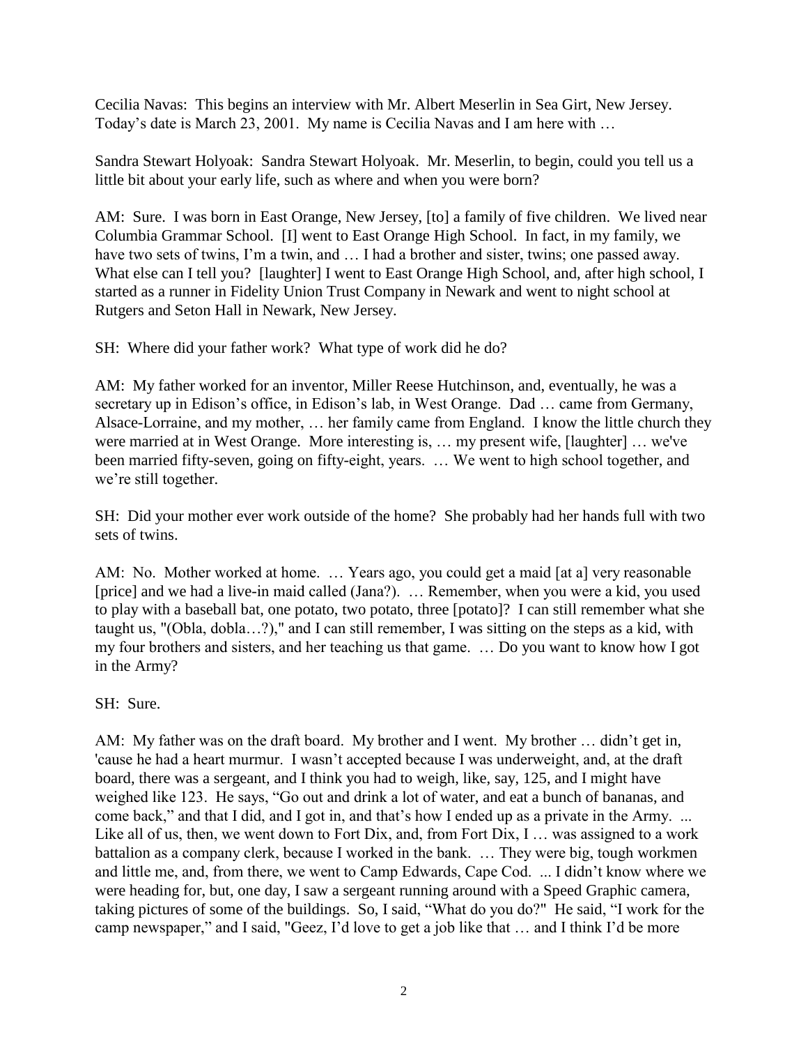Cecilia Navas: This begins an interview with Mr. Albert Meserlin in Sea Girt, New Jersey. Today's date is March 23, 2001. My name is Cecilia Navas and I am here with …

Sandra Stewart Holyoak: Sandra Stewart Holyoak. Mr. Meserlin, to begin, could you tell us a little bit about your early life, such as where and when you were born?

AM: Sure. I was born in East Orange, New Jersey, [to] a family of five children. We lived near Columbia Grammar School. [I] went to East Orange High School. In fact, in my family, we have two sets of twins, I'm a twin, and … I had a brother and sister, twins; one passed away. What else can I tell you? [laughter] I went to East Orange High School, and, after high school, I started as a runner in Fidelity Union Trust Company in Newark and went to night school at Rutgers and Seton Hall in Newark, New Jersey.

SH: Where did your father work? What type of work did he do?

AM: My father worked for an inventor, Miller Reese Hutchinson, and, eventually, he was a secretary up in Edison's office, in Edison's lab, in West Orange. Dad … came from Germany, Alsace-Lorraine, and my mother, … her family came from England. I know the little church they were married at in West Orange. More interesting is, … my present wife, [laughter] … we've been married fifty-seven, going on fifty-eight, years. … We went to high school together, and we're still together.

SH: Did your mother ever work outside of the home? She probably had her hands full with two sets of twins.

AM: No. Mother worked at home. … Years ago, you could get a maid [at a] very reasonable [price] and we had a live-in maid called (Jana?). … Remember, when you were a kid, you used to play with a baseball bat, one potato, two potato, three [potato]? I can still remember what she taught us, "(Obla, dobla…?)," and I can still remember, I was sitting on the steps as a kid, with my four brothers and sisters, and her teaching us that game. … Do you want to know how I got in the Army?

SH: Sure.

AM: My father was on the draft board. My brother and I went. My brother … didn't get in, 'cause he had a heart murmur. I wasn't accepted because I was underweight, and, at the draft board, there was a sergeant, and I think you had to weigh, like, say, 125, and I might have weighed like 123. He says, "Go out and drink a lot of water, and eat a bunch of bananas, and come back," and that I did, and I got in, and that's how I ended up as a private in the Army. ... Like all of us, then, we went down to Fort Dix, and, from Fort Dix, I … was assigned to a work battalion as a company clerk, because I worked in the bank. … They were big, tough workmen and little me, and, from there, we went to Camp Edwards, Cape Cod. ... I didn't know where we were heading for, but, one day, I saw a sergeant running around with a Speed Graphic camera, taking pictures of some of the buildings. So, I said, "What do you do?" He said, "I work for the camp newspaper," and I said, "Geez, I'd love to get a job like that … and I think I'd be more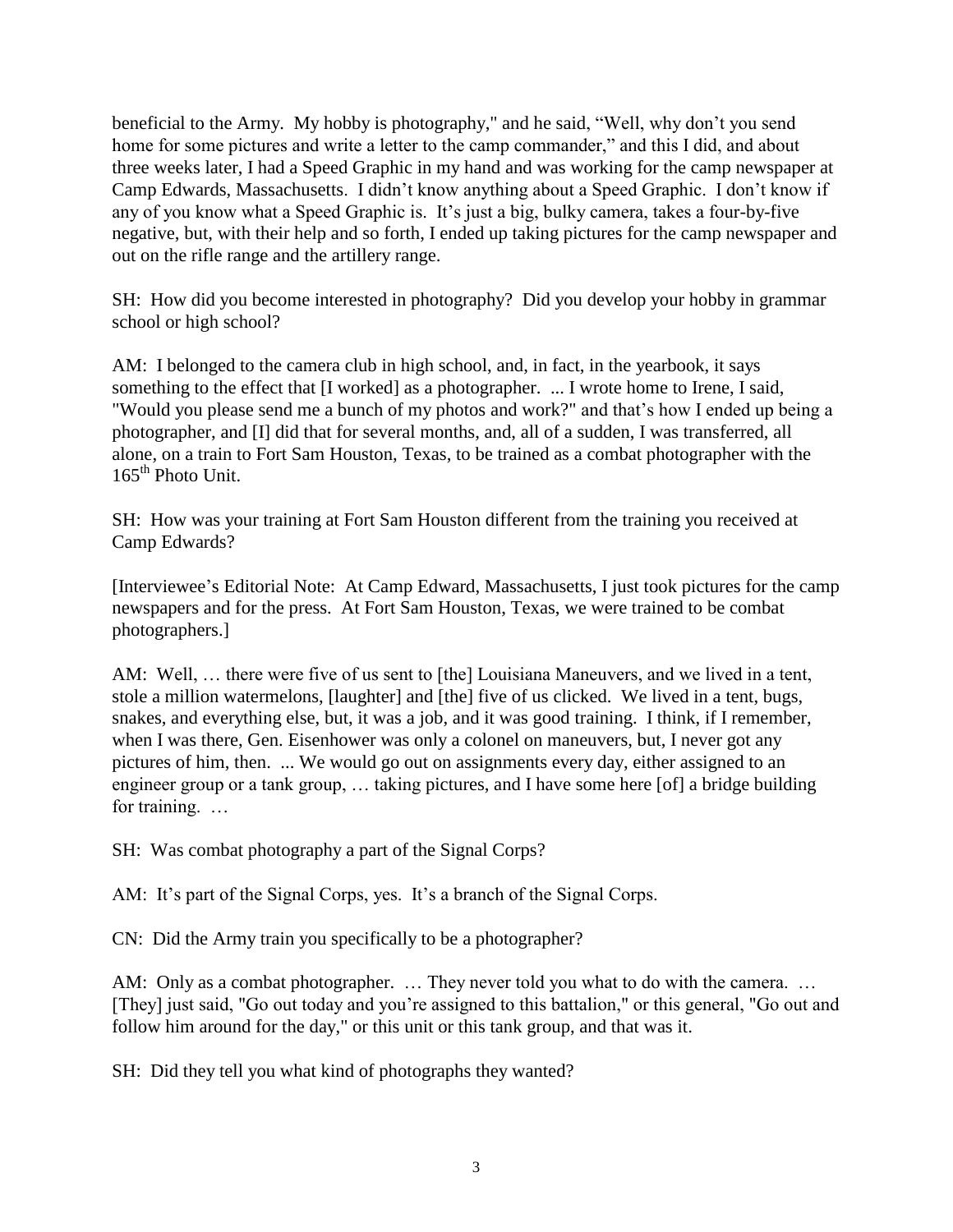beneficial to the Army. My hobby is photography," and he said, "Well, why don't you send home for some pictures and write a letter to the camp commander," and this I did, and about three weeks later, I had a Speed Graphic in my hand and was working for the camp newspaper at Camp Edwards, Massachusetts. I didn't know anything about a Speed Graphic. I don't know if any of you know what a Speed Graphic is. It's just a big, bulky camera, takes a four-by-five negative, but, with their help and so forth, I ended up taking pictures for the camp newspaper and out on the rifle range and the artillery range.

SH: How did you become interested in photography? Did you develop your hobby in grammar school or high school?

AM: I belonged to the camera club in high school, and, in fact, in the yearbook, it says something to the effect that [I worked] as a photographer. ... I wrote home to Irene, I said, "Would you please send me a bunch of my photos and work?" and that's how I ended up being a photographer, and [I] did that for several months, and, all of a sudden, I was transferred, all alone, on a train to Fort Sam Houston, Texas, to be trained as a combat photographer with the 165th Photo Unit.

SH: How was your training at Fort Sam Houston different from the training you received at Camp Edwards?

[Interviewee's Editorial Note: At Camp Edward, Massachusetts, I just took pictures for the camp newspapers and for the press. At Fort Sam Houston, Texas, we were trained to be combat photographers.]

AM: Well, … there were five of us sent to [the] Louisiana Maneuvers, and we lived in a tent, stole a million watermelons, [laughter] and [the] five of us clicked. We lived in a tent, bugs, snakes, and everything else, but, it was a job, and it was good training. I think, if I remember, when I was there, Gen. Eisenhower was only a colonel on maneuvers, but, I never got any pictures of him, then. ... We would go out on assignments every day, either assigned to an engineer group or a tank group, … taking pictures, and I have some here [of] a bridge building for training. …

SH: Was combat photography a part of the Signal Corps?

AM: It's part of the Signal Corps, yes. It's a branch of the Signal Corps.

CN: Did the Army train you specifically to be a photographer?

AM: Only as a combat photographer. … They never told you what to do with the camera. … [They] just said, "Go out today and you're assigned to this battalion," or this general, "Go out and follow him around for the day," or this unit or this tank group, and that was it.

SH: Did they tell you what kind of photographs they wanted?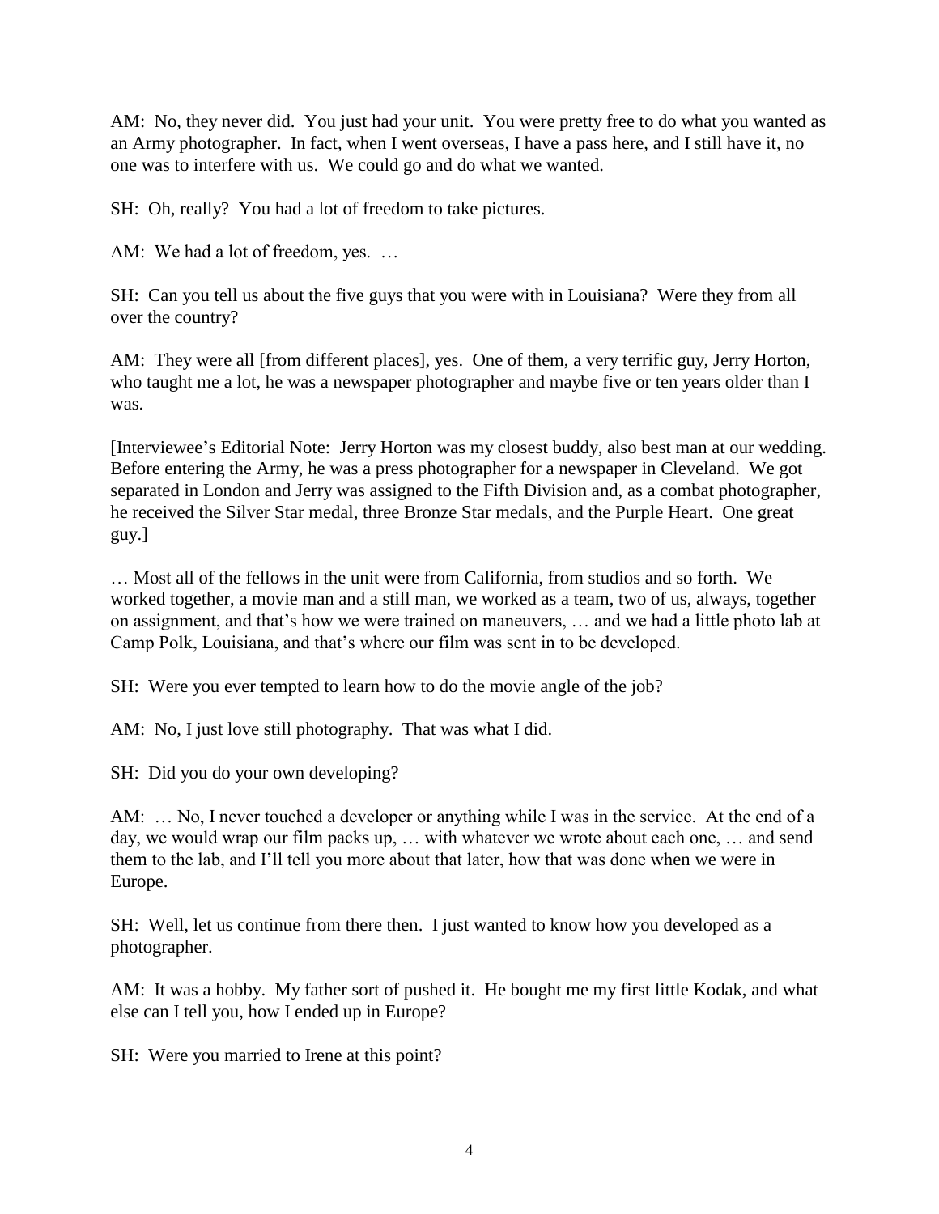AM: No, they never did. You just had your unit. You were pretty free to do what you wanted as an Army photographer. In fact, when I went overseas, I have a pass here, and I still have it, no one was to interfere with us. We could go and do what we wanted.

SH: Oh, really? You had a lot of freedom to take pictures.

AM: We had a lot of freedom, yes. …

SH: Can you tell us about the five guys that you were with in Louisiana? Were they from all over the country?

AM: They were all [from different places], yes. One of them, a very terrific guy, Jerry Horton, who taught me a lot, he was a newspaper photographer and maybe five or ten years older than I was.

[Interviewee's Editorial Note: Jerry Horton was my closest buddy, also best man at our wedding. Before entering the Army, he was a press photographer for a newspaper in Cleveland. We got separated in London and Jerry was assigned to the Fifth Division and, as a combat photographer, he received the Silver Star medal, three Bronze Star medals, and the Purple Heart. One great guy.]

… Most all of the fellows in the unit were from California, from studios and so forth. We worked together, a movie man and a still man, we worked as a team, two of us, always, together on assignment, and that's how we were trained on maneuvers, … and we had a little photo lab at Camp Polk, Louisiana, and that's where our film was sent in to be developed.

SH: Were you ever tempted to learn how to do the movie angle of the job?

AM: No, I just love still photography. That was what I did.

SH: Did you do your own developing?

AM: … No, I never touched a developer or anything while I was in the service. At the end of a day, we would wrap our film packs up, … with whatever we wrote about each one, … and send them to the lab, and I'll tell you more about that later, how that was done when we were in Europe.

SH: Well, let us continue from there then. I just wanted to know how you developed as a photographer.

AM: It was a hobby. My father sort of pushed it. He bought me my first little Kodak, and what else can I tell you, how I ended up in Europe?

SH: Were you married to Irene at this point?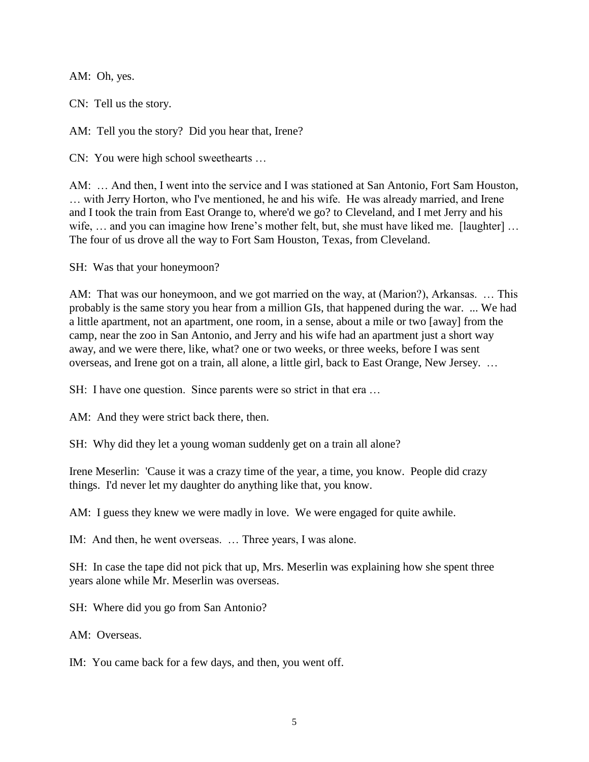AM: Oh, yes.

CN: Tell us the story.

AM: Tell you the story? Did you hear that, Irene?

CN: You were high school sweethearts …

AM: … And then, I went into the service and I was stationed at San Antonio, Fort Sam Houston, … with Jerry Horton, who I've mentioned, he and his wife. He was already married, and Irene and I took the train from East Orange to, where'd we go? to Cleveland, and I met Jerry and his wife, … and you can imagine how Irene's mother felt, but, she must have liked me. [laughter] … The four of us drove all the way to Fort Sam Houston, Texas, from Cleveland.

SH: Was that your honeymoon?

AM: That was our honeymoon, and we got married on the way, at (Marion?), Arkansas. … This probably is the same story you hear from a million GIs, that happened during the war. ... We had a little apartment, not an apartment, one room, in a sense, about a mile or two [away] from the camp, near the zoo in San Antonio, and Jerry and his wife had an apartment just a short way away, and we were there, like, what? one or two weeks, or three weeks, before I was sent overseas, and Irene got on a train, all alone, a little girl, back to East Orange, New Jersey. …

SH: I have one question. Since parents were so strict in that era …

AM: And they were strict back there, then.

SH: Why did they let a young woman suddenly get on a train all alone?

Irene Meserlin: 'Cause it was a crazy time of the year, a time, you know. People did crazy things. I'd never let my daughter do anything like that, you know.

AM: I guess they knew we were madly in love. We were engaged for quite awhile.

IM: And then, he went overseas. … Three years, I was alone.

SH: In case the tape did not pick that up, Mrs. Meserlin was explaining how she spent three years alone while Mr. Meserlin was overseas.

SH: Where did you go from San Antonio?

AM: Overseas.

IM: You came back for a few days, and then, you went off.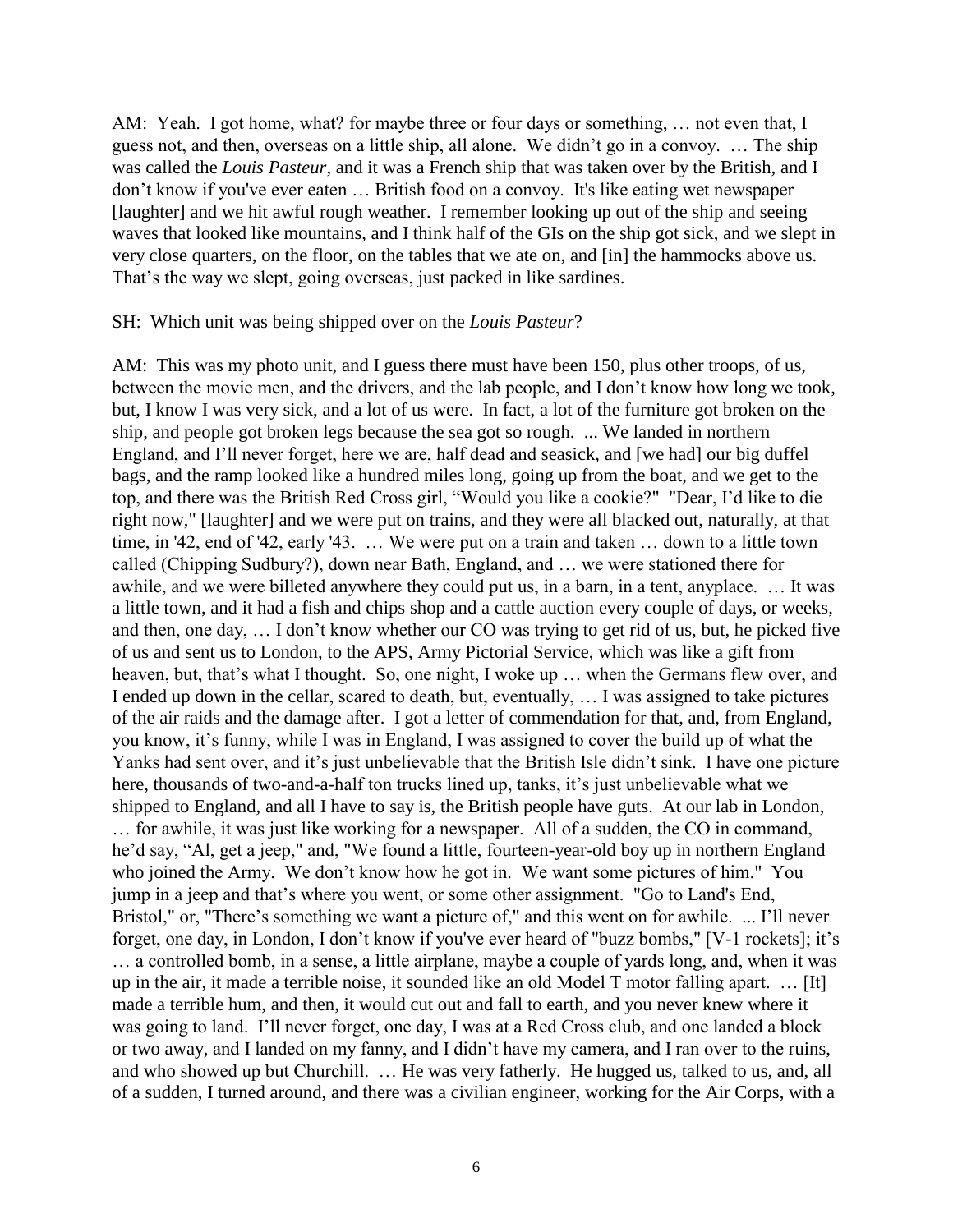AM: Yeah. I got home, what? for maybe three or four days or something, … not even that, I guess not, and then, overseas on a little ship, all alone. We didn't go in a convoy. … The ship was called the *Louis Pasteur*, and it was a French ship that was taken over by the British, and I don't know if you've ever eaten … British food on a convoy. It's like eating wet newspaper [laughter] and we hit awful rough weather. I remember looking up out of the ship and seeing waves that looked like mountains, and I think half of the GIs on the ship got sick, and we slept in very close quarters, on the floor, on the tables that we ate on, and [in] the hammocks above us. That's the way we slept, going overseas, just packed in like sardines.

SH: Which unit was being shipped over on the *Louis Pasteur*?

AM: This was my photo unit, and I guess there must have been 150, plus other troops, of us, between the movie men, and the drivers, and the lab people, and I don't know how long we took, but, I know I was very sick, and a lot of us were. In fact, a lot of the furniture got broken on the ship, and people got broken legs because the sea got so rough. ... We landed in northern England, and I'll never forget, here we are, half dead and seasick, and [we had] our big duffel bags, and the ramp looked like a hundred miles long, going up from the boat, and we get to the top, and there was the British Red Cross girl, "Would you like a cookie?" "Dear, I'd like to die right now," [laughter] and we were put on trains, and they were all blacked out, naturally, at that time, in '42, end of '42, early '43. … We were put on a train and taken … down to a little town called (Chipping Sudbury?), down near Bath, England, and … we were stationed there for awhile, and we were billeted anywhere they could put us, in a barn, in a tent, anyplace. … It was a little town, and it had a fish and chips shop and a cattle auction every couple of days, or weeks, and then, one day, … I don't know whether our CO was trying to get rid of us, but, he picked five of us and sent us to London, to the APS, Army Pictorial Service, which was like a gift from heaven, but, that's what I thought. So, one night, I woke up … when the Germans flew over, and I ended up down in the cellar, scared to death, but, eventually, … I was assigned to take pictures of the air raids and the damage after. I got a letter of commendation for that, and, from England, you know, it's funny, while I was in England, I was assigned to cover the build up of what the Yanks had sent over, and it's just unbelievable that the British Isle didn't sink. I have one picture here, thousands of two-and-a-half ton trucks lined up, tanks, it's just unbelievable what we shipped to England, and all I have to say is, the British people have guts. At our lab in London, … for awhile, it was just like working for a newspaper. All of a sudden, the CO in command, he'd say, "Al, get a jeep," and, "We found a little, fourteen-year-old boy up in northern England who joined the Army. We don't know how he got in. We want some pictures of him." You jump in a jeep and that's where you went, or some other assignment. "Go to Land's End, Bristol," or, "There's something we want a picture of," and this went on for awhile. ... I'll never forget, one day, in London, I don't know if you've ever heard of "buzz bombs," [V-1 rockets]; it's … a controlled bomb, in a sense, a little airplane, maybe a couple of yards long, and, when it was up in the air, it made a terrible noise, it sounded like an old Model T motor falling apart. … [It] made a terrible hum, and then, it would cut out and fall to earth, and you never knew where it was going to land. I'll never forget, one day, I was at a Red Cross club, and one landed a block or two away, and I landed on my fanny, and I didn't have my camera, and I ran over to the ruins, and who showed up but Churchill. … He was very fatherly. He hugged us, talked to us, and, all of a sudden, I turned around, and there was a civilian engineer, working for the Air Corps, with a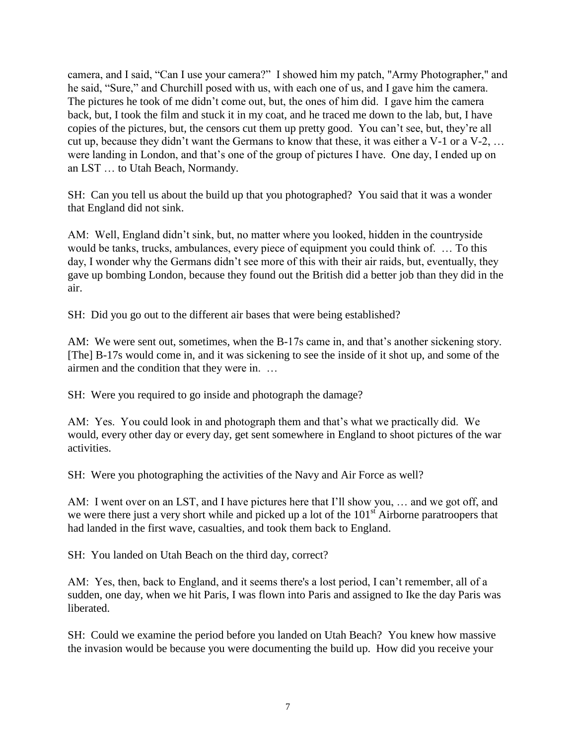camera, and I said, "Can I use your camera?" I showed him my patch, "Army Photographer," and he said, "Sure," and Churchill posed with us, with each one of us, and I gave him the camera. The pictures he took of me didn't come out, but, the ones of him did. I gave him the camera back, but, I took the film and stuck it in my coat, and he traced me down to the lab, but, I have copies of the pictures, but, the censors cut them up pretty good. You can't see, but, they're all cut up, because they didn't want the Germans to know that these, it was either a V-1 or a V-2, … were landing in London, and that's one of the group of pictures I have. One day, I ended up on an LST … to Utah Beach, Normandy.

SH: Can you tell us about the build up that you photographed? You said that it was a wonder that England did not sink.

AM: Well, England didn't sink, but, no matter where you looked, hidden in the countryside would be tanks, trucks, ambulances, every piece of equipment you could think of. … To this day, I wonder why the Germans didn't see more of this with their air raids, but, eventually, they gave up bombing London, because they found out the British did a better job than they did in the air.

SH: Did you go out to the different air bases that were being established?

AM: We were sent out, sometimes, when the B-17s came in, and that's another sickening story. [The] B-17s would come in, and it was sickening to see the inside of it shot up, and some of the airmen and the condition that they were in. …

SH: Were you required to go inside and photograph the damage?

AM: Yes. You could look in and photograph them and that's what we practically did. We would, every other day or every day, get sent somewhere in England to shoot pictures of the war activities.

SH: Were you photographing the activities of the Navy and Air Force as well?

AM: I went over on an LST, and I have pictures here that I'll show you, … and we got off, and we were there just a very short while and picked up a lot of the 101st Airborne paratroopers that had landed in the first wave, casualties, and took them back to England.

SH: You landed on Utah Beach on the third day, correct?

AM: Yes, then, back to England, and it seems there's a lost period, I can't remember, all of a sudden, one day, when we hit Paris, I was flown into Paris and assigned to Ike the day Paris was liberated.

SH: Could we examine the period before you landed on Utah Beach? You knew how massive the invasion would be because you were documenting the build up. How did you receive your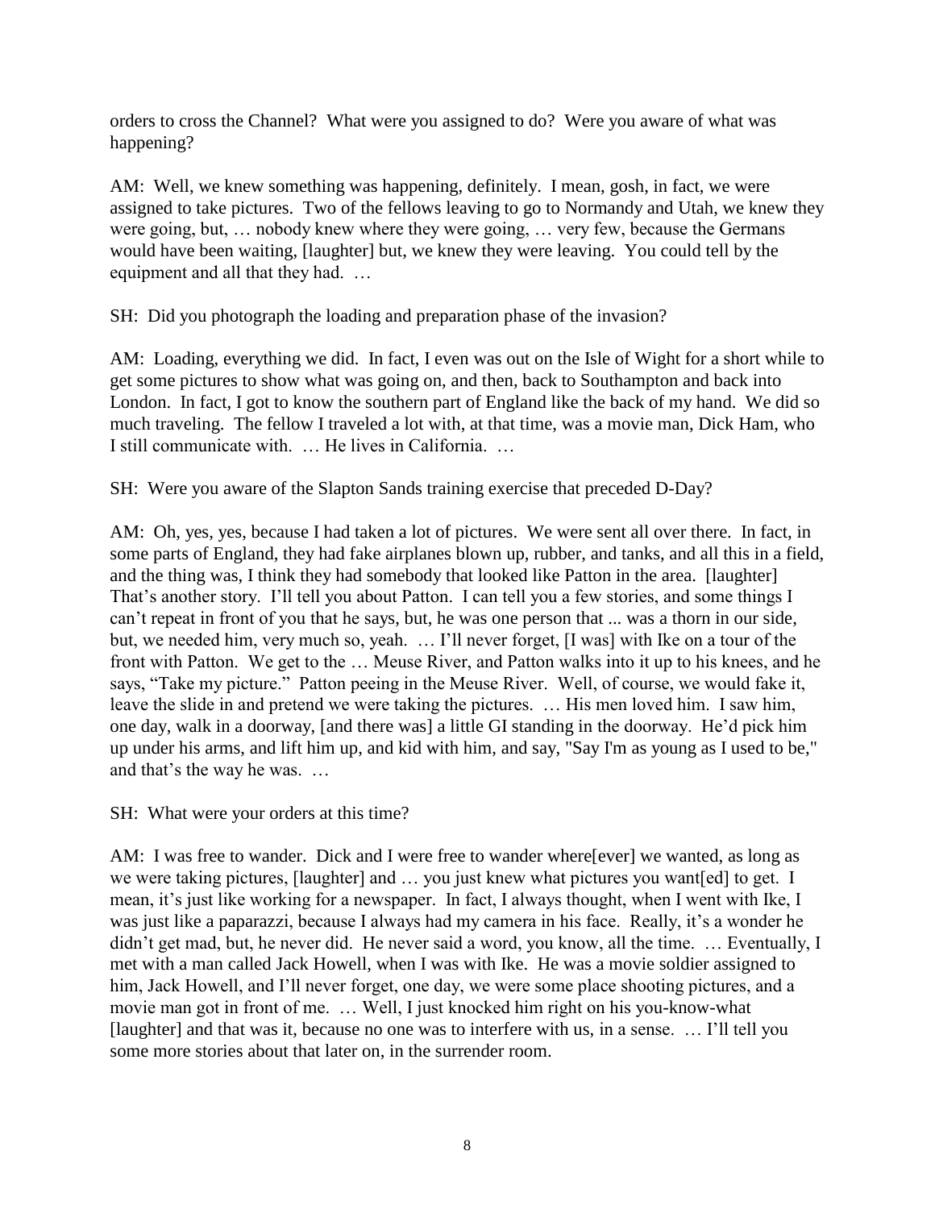orders to cross the Channel? What were you assigned to do? Were you aware of what was happening?

AM: Well, we knew something was happening, definitely. I mean, gosh, in fact, we were assigned to take pictures. Two of the fellows leaving to go to Normandy and Utah, we knew they were going, but, … nobody knew where they were going, … very few, because the Germans would have been waiting, [laughter] but, we knew they were leaving. You could tell by the equipment and all that they had. …

SH: Did you photograph the loading and preparation phase of the invasion?

AM: Loading, everything we did. In fact, I even was out on the Isle of Wight for a short while to get some pictures to show what was going on, and then, back to Southampton and back into London. In fact, I got to know the southern part of England like the back of my hand. We did so much traveling. The fellow I traveled a lot with, at that time, was a movie man, Dick Ham, who I still communicate with. … He lives in California. …

SH: Were you aware of the Slapton Sands training exercise that preceded D-Day?

AM: Oh, yes, yes, because I had taken a lot of pictures. We were sent all over there. In fact, in some parts of England, they had fake airplanes blown up, rubber, and tanks, and all this in a field, and the thing was, I think they had somebody that looked like Patton in the area. [laughter] That's another story. I'll tell you about Patton. I can tell you a few stories, and some things I can't repeat in front of you that he says, but, he was one person that ... was a thorn in our side, but, we needed him, very much so, yeah. … I'll never forget, [I was] with Ike on a tour of the front with Patton. We get to the … Meuse River, and Patton walks into it up to his knees, and he says, "Take my picture." Patton peeing in the Meuse River. Well, of course, we would fake it, leave the slide in and pretend we were taking the pictures. … His men loved him. I saw him, one day, walk in a doorway, [and there was] a little GI standing in the doorway. He'd pick him up under his arms, and lift him up, and kid with him, and say, "Say I'm as young as I used to be," and that's the way he was. …

SH: What were your orders at this time?

AM: I was free to wander. Dick and I were free to wander where[ever] we wanted, as long as we were taking pictures, [laughter] and … you just knew what pictures you want[ed] to get. I mean, it's just like working for a newspaper. In fact, I always thought, when I went with Ike, I was just like a paparazzi, because I always had my camera in his face. Really, it's a wonder he didn't get mad, but, he never did. He never said a word, you know, all the time. … Eventually, I met with a man called Jack Howell, when I was with Ike. He was a movie soldier assigned to him, Jack Howell, and I'll never forget, one day, we were some place shooting pictures, and a movie man got in front of me. … Well, I just knocked him right on his you-know-what [laughter] and that was it, because no one was to interfere with us, in a sense. … I'll tell you some more stories about that later on, in the surrender room.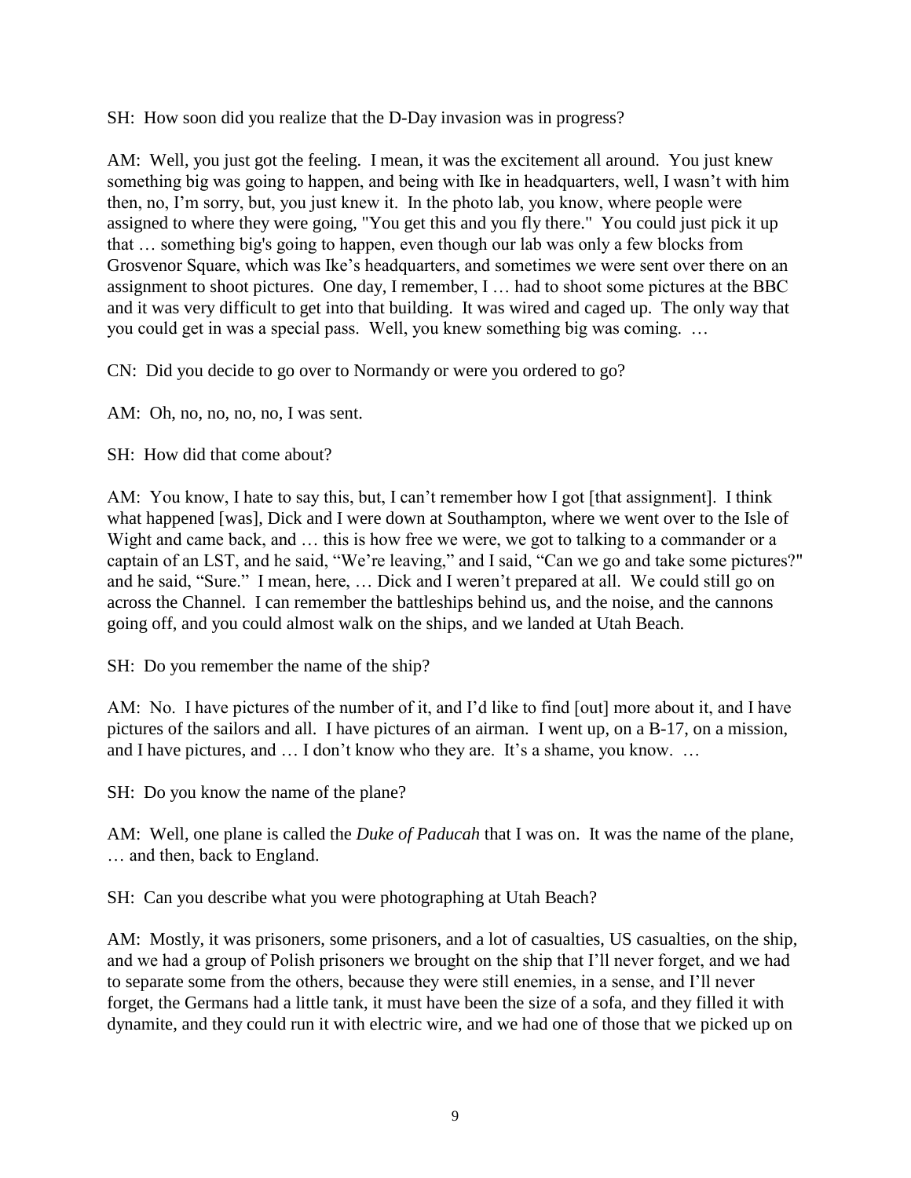SH: How soon did you realize that the D-Day invasion was in progress?

AM: Well, you just got the feeling. I mean, it was the excitement all around. You just knew something big was going to happen, and being with Ike in headquarters, well, I wasn't with him then, no, I'm sorry, but, you just knew it. In the photo lab, you know, where people were assigned to where they were going, "You get this and you fly there." You could just pick it up that … something big's going to happen, even though our lab was only a few blocks from Grosvenor Square, which was Ike's headquarters, and sometimes we were sent over there on an assignment to shoot pictures. One day, I remember, I … had to shoot some pictures at the BBC and it was very difficult to get into that building. It was wired and caged up. The only way that you could get in was a special pass. Well, you knew something big was coming. …

CN: Did you decide to go over to Normandy or were you ordered to go?

AM: Oh, no, no, no, no, I was sent.

SH: How did that come about?

AM: You know, I hate to say this, but, I can't remember how I got [that assignment]. I think what happened [was], Dick and I were down at Southampton, where we went over to the Isle of Wight and came back, and … this is how free we were, we got to talking to a commander or a captain of an LST, and he said, "We're leaving," and I said, "Can we go and take some pictures?" and he said, "Sure." I mean, here, … Dick and I weren't prepared at all. We could still go on across the Channel. I can remember the battleships behind us, and the noise, and the cannons going off, and you could almost walk on the ships, and we landed at Utah Beach.

SH: Do you remember the name of the ship?

AM: No. I have pictures of the number of it, and I'd like to find [out] more about it, and I have pictures of the sailors and all. I have pictures of an airman. I went up, on a B-17, on a mission, and I have pictures, and … I don't know who they are. It's a shame, you know. …

SH: Do you know the name of the plane?

AM: Well, one plane is called the *Duke of Paducah* that I was on. It was the name of the plane, … and then, back to England.

SH: Can you describe what you were photographing at Utah Beach?

AM: Mostly, it was prisoners, some prisoners, and a lot of casualties, US casualties, on the ship, and we had a group of Polish prisoners we brought on the ship that I'll never forget, and we had to separate some from the others, because they were still enemies, in a sense, and I'll never forget, the Germans had a little tank, it must have been the size of a sofa, and they filled it with dynamite, and they could run it with electric wire, and we had one of those that we picked up on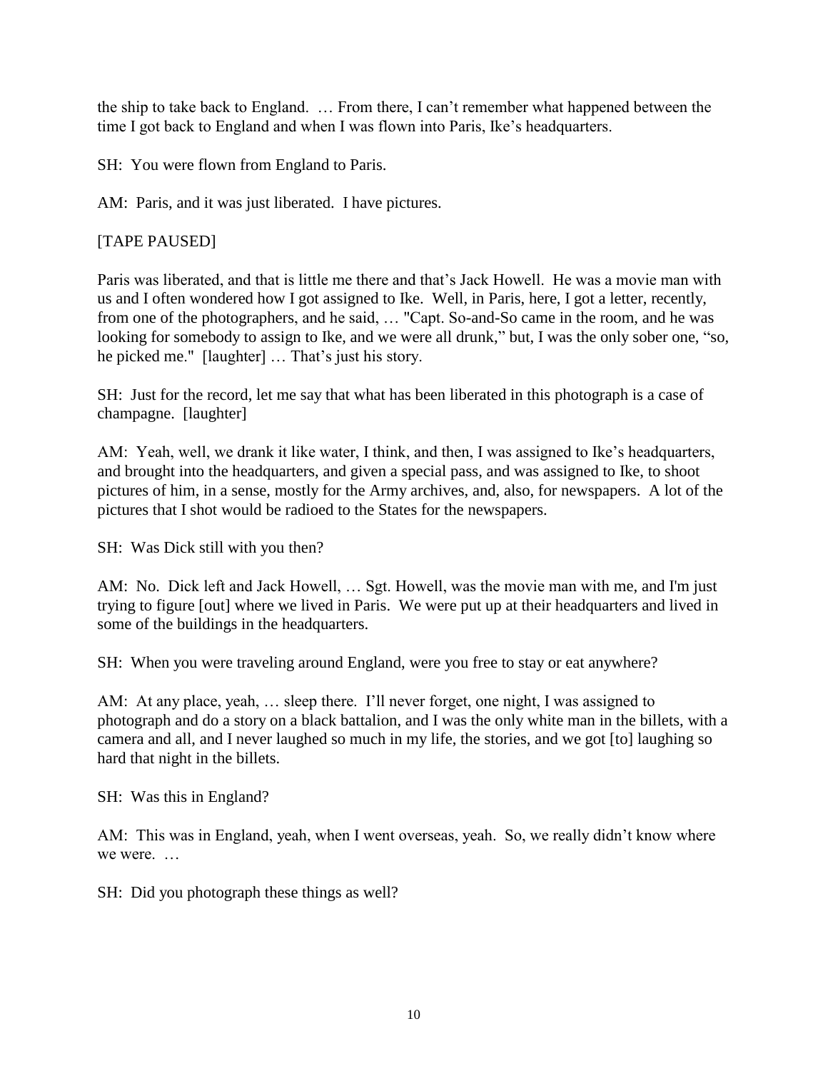the ship to take back to England. … From there, I can't remember what happened between the time I got back to England and when I was flown into Paris, Ike's headquarters.

SH: You were flown from England to Paris.

AM: Paris, and it was just liberated. I have pictures.

[TAPE PAUSED]

Paris was liberated, and that is little me there and that's Jack Howell. He was a movie man with us and I often wondered how I got assigned to Ike. Well, in Paris, here, I got a letter, recently, from one of the photographers, and he said, … "Capt. So-and-So came in the room, and he was looking for somebody to assign to Ike, and we were all drunk," but, I was the only sober one, "so, he picked me." [laughter] … That's just his story.

SH: Just for the record, let me say that what has been liberated in this photograph is a case of champagne. [laughter]

AM: Yeah, well, we drank it like water, I think, and then, I was assigned to Ike's headquarters, and brought into the headquarters, and given a special pass, and was assigned to Ike, to shoot pictures of him, in a sense, mostly for the Army archives, and, also, for newspapers. A lot of the pictures that I shot would be radioed to the States for the newspapers.

SH: Was Dick still with you then?

AM: No. Dick left and Jack Howell, … Sgt. Howell, was the movie man with me, and I'm just trying to figure [out] where we lived in Paris. We were put up at their headquarters and lived in some of the buildings in the headquarters.

SH: When you were traveling around England, were you free to stay or eat anywhere?

AM: At any place, yeah, … sleep there. I'll never forget, one night, I was assigned to photograph and do a story on a black battalion, and I was the only white man in the billets, with a camera and all, and I never laughed so much in my life, the stories, and we got [to] laughing so hard that night in the billets.

SH: Was this in England?

AM: This was in England, yeah, when I went overseas, yeah. So, we really didn't know where we were. …

SH: Did you photograph these things as well?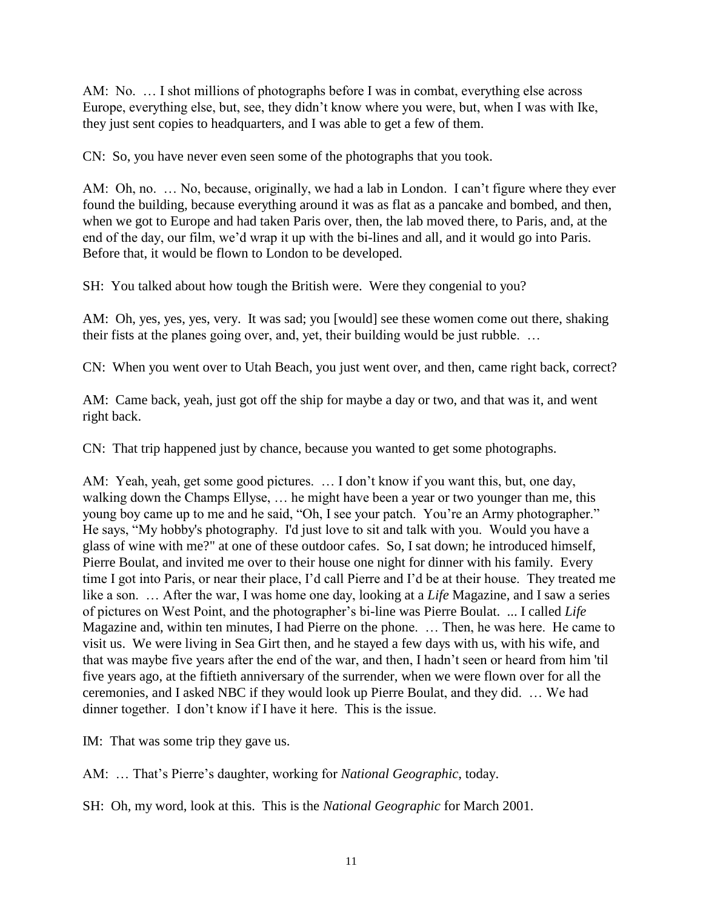AM: No. … I shot millions of photographs before I was in combat, everything else across Europe, everything else, but, see, they didn't know where you were, but, when I was with Ike, they just sent copies to headquarters, and I was able to get a few of them.

CN: So, you have never even seen some of the photographs that you took.

AM: Oh, no. … No, because, originally, we had a lab in London. I can't figure where they ever found the building, because everything around it was as flat as a pancake and bombed, and then, when we got to Europe and had taken Paris over, then, the lab moved there, to Paris, and, at the end of the day, our film, we'd wrap it up with the bi-lines and all, and it would go into Paris. Before that, it would be flown to London to be developed.

SH: You talked about how tough the British were. Were they congenial to you?

AM: Oh, yes, yes, yes, very. It was sad; you [would] see these women come out there, shaking their fists at the planes going over, and, yet, their building would be just rubble. …

CN: When you went over to Utah Beach, you just went over, and then, came right back, correct?

AM: Came back, yeah, just got off the ship for maybe a day or two, and that was it, and went right back.

CN: That trip happened just by chance, because you wanted to get some photographs.

AM: Yeah, yeah, get some good pictures. … I don't know if you want this, but, one day, walking down the Champs Ellyse, … he might have been a year or two younger than me, this young boy came up to me and he said, "Oh, I see your patch. You're an Army photographer." He says, "My hobby's photography. I'd just love to sit and talk with you. Would you have a glass of wine with me?" at one of these outdoor cafes. So, I sat down; he introduced himself, Pierre Boulat, and invited me over to their house one night for dinner with his family. Every time I got into Paris, or near their place, I'd call Pierre and I'd be at their house. They treated me like a son. … After the war, I was home one day, looking at a *Life* Magazine, and I saw a series of pictures on West Point, and the photographer's bi-line was Pierre Boulat. ... I called *Life* Magazine and, within ten minutes, I had Pierre on the phone. … Then, he was here. He came to visit us. We were living in Sea Girt then, and he stayed a few days with us, with his wife, and that was maybe five years after the end of the war, and then, I hadn't seen or heard from him 'til five years ago, at the fiftieth anniversary of the surrender, when we were flown over for all the ceremonies, and I asked NBC if they would look up Pierre Boulat, and they did. … We had dinner together. I don't know if I have it here. This is the issue.

IM: That was some trip they gave us.

AM: … That's Pierre's daughter, working for *National Geographic*, today.

SH: Oh, my word, look at this. This is the *National Geographic* for March 2001.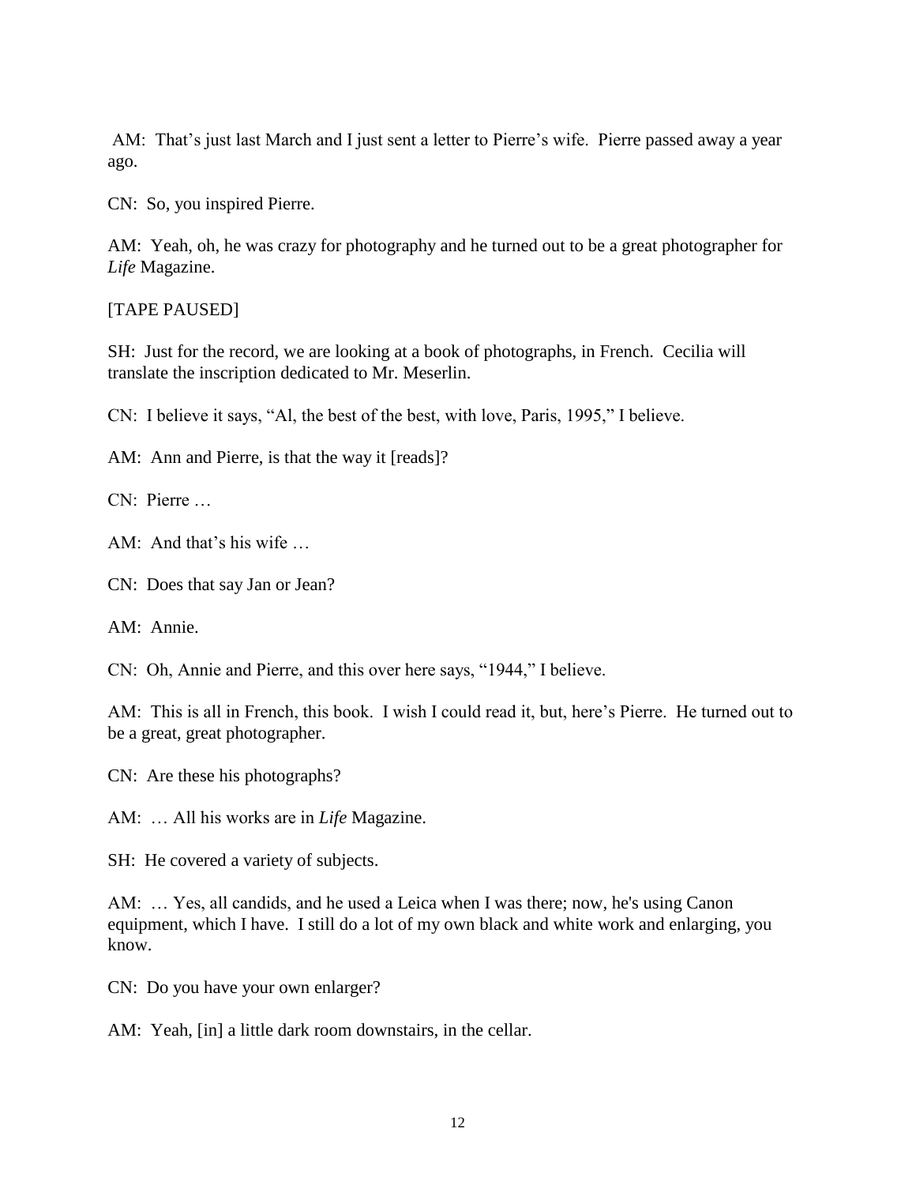AM: That's just last March and I just sent a letter to Pierre's wife. Pierre passed away a year ago.

CN: So, you inspired Pierre.

AM: Yeah, oh, he was crazy for photography and he turned out to be a great photographer for *Life* Magazine.

[TAPE PAUSED]

SH: Just for the record, we are looking at a book of photographs, in French. Cecilia will translate the inscription dedicated to Mr. Meserlin.

CN: I believe it says, "Al, the best of the best, with love, Paris, 1995," I believe.

AM: Ann and Pierre, is that the way it [reads]?

CN: Pierre …

AM: And that's his wife …

CN: Does that say Jan or Jean?

AM: Annie.

CN: Oh, Annie and Pierre, and this over here says, "1944," I believe.

AM: This is all in French, this book. I wish I could read it, but, here's Pierre. He turned out to be a great, great photographer.

CN: Are these his photographs?

AM: … All his works are in *Life* Magazine.

SH: He covered a variety of subjects.

AM: … Yes, all candids, and he used a Leica when I was there; now, he's using Canon equipment, which I have. I still do a lot of my own black and white work and enlarging, you know.

CN: Do you have your own enlarger?

AM: Yeah, [in] a little dark room downstairs, in the cellar.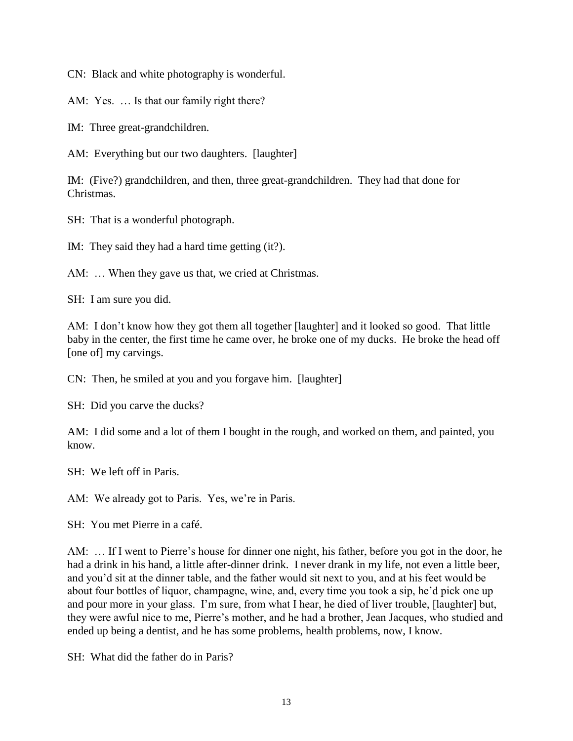CN: Black and white photography is wonderful.

AM: Yes. … Is that our family right there?

IM: Three great-grandchildren.

AM: Everything but our two daughters. [laughter]

IM: (Five?) grandchildren, and then, three great-grandchildren. They had that done for Christmas.

SH: That is a wonderful photograph.

IM: They said they had a hard time getting (it?).

AM: … When they gave us that, we cried at Christmas.

SH: I am sure you did.

AM: I don't know how they got them all together [laughter] and it looked so good. That little baby in the center, the first time he came over, he broke one of my ducks. He broke the head off [one of] my carvings.

CN: Then, he smiled at you and you forgave him. [laughter]

SH: Did you carve the ducks?

AM: I did some and a lot of them I bought in the rough, and worked on them, and painted, you know.

SH: We left off in Paris.

AM: We already got to Paris. Yes, we're in Paris.

SH: You met Pierre in a café.

AM: … If I went to Pierre's house for dinner one night, his father, before you got in the door, he had a drink in his hand, a little after-dinner drink. I never drank in my life, not even a little beer, and you'd sit at the dinner table, and the father would sit next to you, and at his feet would be about four bottles of liquor, champagne, wine, and, every time you took a sip, he'd pick one up and pour more in your glass. I'm sure, from what I hear, he died of liver trouble, [laughter] but, they were awful nice to me, Pierre's mother, and he had a brother, Jean Jacques, who studied and ended up being a dentist, and he has some problems, health problems, now, I know.

SH: What did the father do in Paris?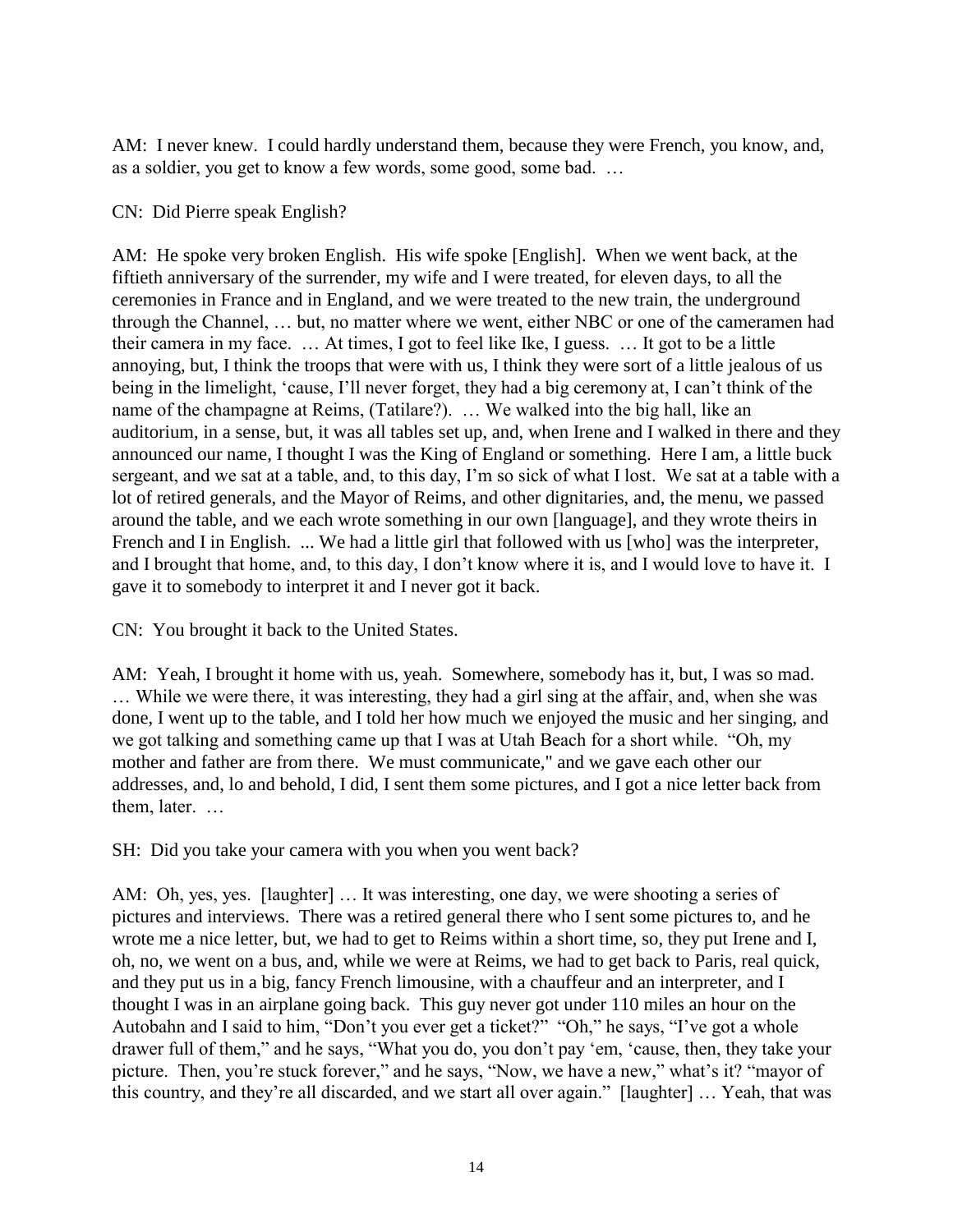AM: I never knew. I could hardly understand them, because they were French, you know, and, as a soldier, you get to know a few words, some good, some bad. …

CN: Did Pierre speak English?

AM: He spoke very broken English. His wife spoke [English]. When we went back, at the fiftieth anniversary of the surrender, my wife and I were treated, for eleven days, to all the ceremonies in France and in England, and we were treated to the new train, the underground through the Channel, … but, no matter where we went, either NBC or one of the cameramen had their camera in my face. … At times, I got to feel like Ike, I guess. … It got to be a little annoying, but, I think the troops that were with us, I think they were sort of a little jealous of us being in the limelight, 'cause, I'll never forget, they had a big ceremony at, I can't think of the name of the champagne at Reims, (Tatilare?). … We walked into the big hall, like an auditorium, in a sense, but, it was all tables set up, and, when Irene and I walked in there and they announced our name, I thought I was the King of England or something. Here I am, a little buck sergeant, and we sat at a table, and, to this day, I'm so sick of what I lost. We sat at a table with a lot of retired generals, and the Mayor of Reims, and other dignitaries, and, the menu, we passed around the table, and we each wrote something in our own [language], and they wrote theirs in French and I in English. ... We had a little girl that followed with us [who] was the interpreter, and I brought that home, and, to this day, I don't know where it is, and I would love to have it. I gave it to somebody to interpret it and I never got it back.

CN: You brought it back to the United States.

AM: Yeah, I brought it home with us, yeah. Somewhere, somebody has it, but, I was so mad. … While we were there, it was interesting, they had a girl sing at the affair, and, when she was done, I went up to the table, and I told her how much we enjoyed the music and her singing, and we got talking and something came up that I was at Utah Beach for a short while. "Oh, my mother and father are from there. We must communicate," and we gave each other our addresses, and, lo and behold, I did, I sent them some pictures, and I got a nice letter back from them, later. …

SH: Did you take your camera with you when you went back?

AM: Oh, yes, yes. [laughter] … It was interesting, one day, we were shooting a series of pictures and interviews. There was a retired general there who I sent some pictures to, and he wrote me a nice letter, but, we had to get to Reims within a short time, so, they put Irene and I, oh, no, we went on a bus, and, while we were at Reims, we had to get back to Paris, real quick, and they put us in a big, fancy French limousine, with a chauffeur and an interpreter, and I thought I was in an airplane going back. This guy never got under 110 miles an hour on the Autobahn and I said to him, "Don't you ever get a ticket?" "Oh," he says, "I've got a whole drawer full of them," and he says, "What you do, you don't pay 'em, 'cause, then, they take your picture. Then, you're stuck forever," and he says, "Now, we have a new," what's it? "mayor of this country, and they're all discarded, and we start all over again." [laughter] … Yeah, that was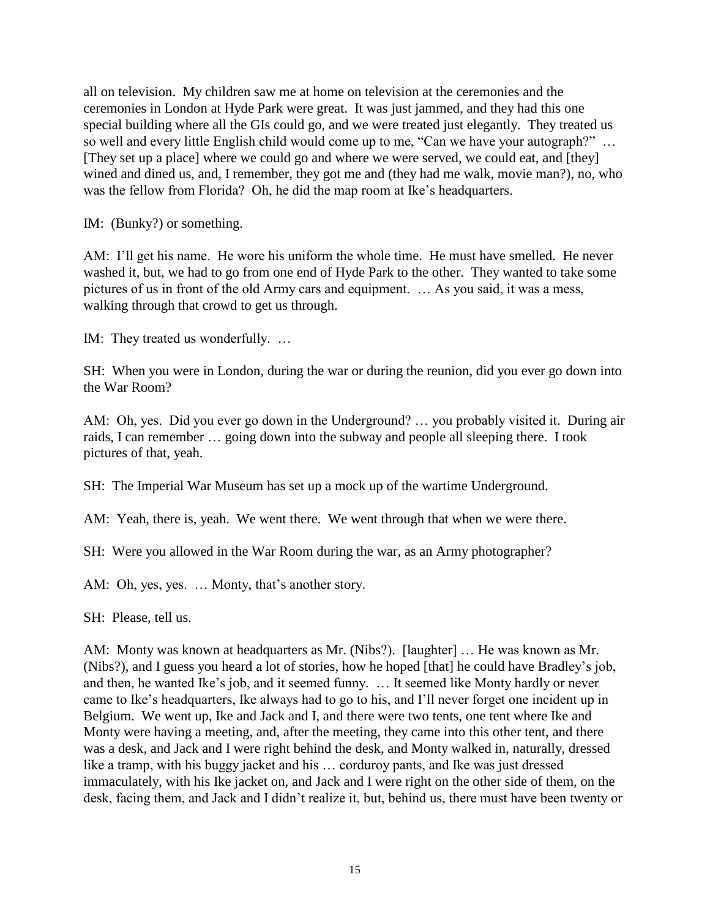all on television. My children saw me at home on television at the ceremonies and the ceremonies in London at Hyde Park were great. It was just jammed, and they had this one special building where all the GIs could go, and we were treated just elegantly. They treated us so well and every little English child would come up to me, "Can we have your autograph?" … [They set up a place] where we could go and where we were served, we could eat, and [they] wined and dined us, and, I remember, they got me and (they had me walk, movie man?), no, who was the fellow from Florida? Oh, he did the map room at Ike's headquarters.

IM: (Bunky?) or something.

AM: I'll get his name. He wore his uniform the whole time. He must have smelled. He never washed it, but, we had to go from one end of Hyde Park to the other. They wanted to take some pictures of us in front of the old Army cars and equipment. … As you said, it was a mess, walking through that crowd to get us through.

IM: They treated us wonderfully. …

SH: When you were in London, during the war or during the reunion, did you ever go down into the War Room?

AM: Oh, yes. Did you ever go down in the Underground? … you probably visited it. During air raids, I can remember … going down into the subway and people all sleeping there. I took pictures of that, yeah.

SH: The Imperial War Museum has set up a mock up of the wartime Underground.

AM: Yeah, there is, yeah. We went there. We went through that when we were there.

SH: Were you allowed in the War Room during the war, as an Army photographer?

AM: Oh, yes, yes. … Monty, that's another story.

SH: Please, tell us.

AM: Monty was known at headquarters as Mr. (Nibs?). [laughter] … He was known as Mr. (Nibs?), and I guess you heard a lot of stories, how he hoped [that] he could have Bradley's job, and then, he wanted Ike's job, and it seemed funny. … It seemed like Monty hardly or never came to Ike's headquarters, Ike always had to go to his, and I'll never forget one incident up in Belgium. We went up, Ike and Jack and I, and there were two tents, one tent where Ike and Monty were having a meeting, and, after the meeting, they came into this other tent, and there was a desk, and Jack and I were right behind the desk, and Monty walked in, naturally, dressed like a tramp, with his buggy jacket and his … corduroy pants, and Ike was just dressed immaculately, with his Ike jacket on, and Jack and I were right on the other side of them, on the desk, facing them, and Jack and I didn't realize it, but, behind us, there must have been twenty or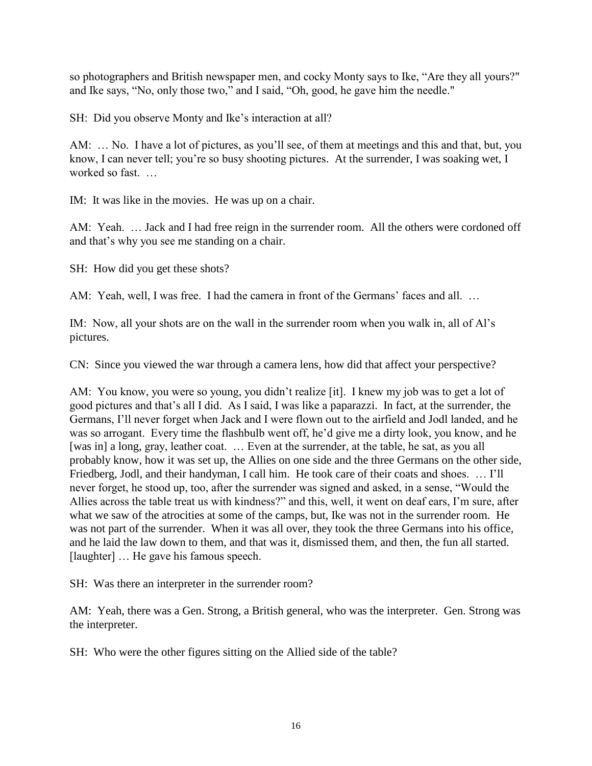so photographers and British newspaper men, and cocky Monty says to Ike, "Are they all yours?" and Ike says, "No, only those two," and I said, "Oh, good, he gave him the needle."

SH: Did you observe Monty and Ike's interaction at all?

AM: … No. I have a lot of pictures, as you'll see, of them at meetings and this and that, but, you know, I can never tell; you're so busy shooting pictures. At the surrender, I was soaking wet, I worked so fast. …

IM: It was like in the movies. He was up on a chair.

AM: Yeah. … Jack and I had free reign in the surrender room. All the others were cordoned off and that's why you see me standing on a chair.

SH: How did you get these shots?

AM: Yeah, well, I was free. I had the camera in front of the Germans' faces and all. …

IM: Now, all your shots are on the wall in the surrender room when you walk in, all of Al's pictures.

CN: Since you viewed the war through a camera lens, how did that affect your perspective?

AM: You know, you were so young, you didn't realize [it]. I knew my job was to get a lot of good pictures and that's all I did. As I said, I was like a paparazzi. In fact, at the surrender, the Germans, I'll never forget when Jack and I were flown out to the airfield and Jodl landed, and he was so arrogant. Every time the flashbulb went off, he'd give me a dirty look, you know, and he [was in] a long, gray, leather coat. … Even at the surrender, at the table, he sat, as you all probably know, how it was set up, the Allies on one side and the three Germans on the other side, Friedberg, Jodl, and their handyman, I call him. He took care of their coats and shoes. … I'll never forget, he stood up, too, after the surrender was signed and asked, in a sense, "Would the Allies across the table treat us with kindness?" and this, well, it went on deaf ears, I'm sure, after what we saw of the atrocities at some of the camps, but, Ike was not in the surrender room. He was not part of the surrender. When it was all over, they took the three Germans into his office, and he laid the law down to them, and that was it, dismissed them, and then, the fun all started. [laughter] … He gave his famous speech.

SH: Was there an interpreter in the surrender room?

AM: Yeah, there was a Gen. Strong, a British general, who was the interpreter. Gen. Strong was the interpreter.

SH: Who were the other figures sitting on the Allied side of the table?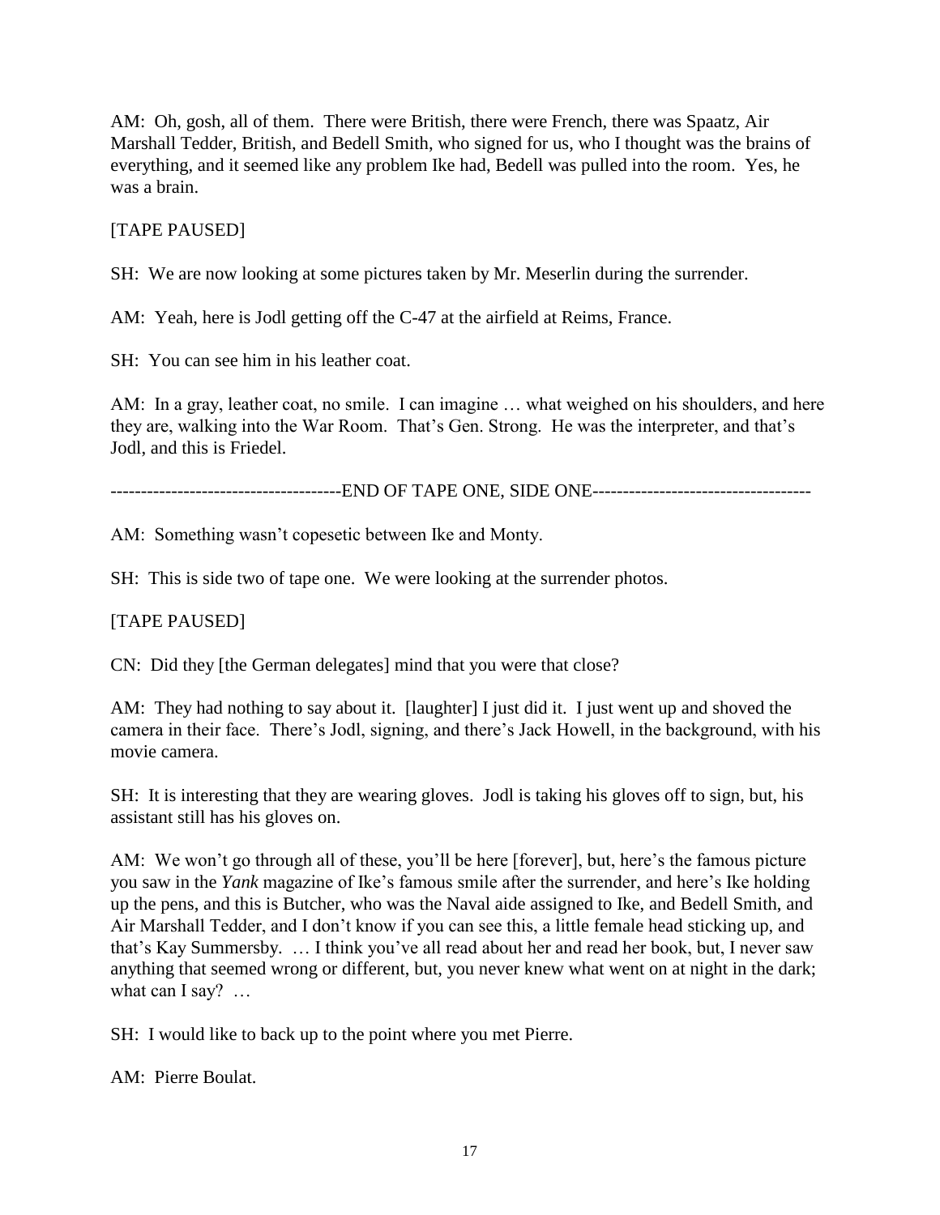AM: Oh, gosh, all of them. There were British, there were French, there was Spaatz, Air Marshall Tedder, British, and Bedell Smith, who signed for us, who I thought was the brains of everything, and it seemed like any problem Ike had, Bedell was pulled into the room. Yes, he was a brain.

[TAPE PAUSED]

SH: We are now looking at some pictures taken by Mr. Meserlin during the surrender.

AM: Yeah, here is Jodl getting off the C-47 at the airfield at Reims, France.

SH: You can see him in his leather coat.

AM: In a gray, leather coat, no smile. I can imagine … what weighed on his shoulders, and here they are, walking into the War Room. That's Gen. Strong. He was the interpreter, and that's Jodl, and this is Friedel.

--------------------------------------END OF TAPE ONE, SIDE ONE------------------------------------

AM: Something wasn't copesetic between Ike and Monty.

SH: This is side two of tape one. We were looking at the surrender photos.

[TAPE PAUSED]

CN: Did they [the German delegates] mind that you were that close?

AM: They had nothing to say about it. [laughter] I just did it. I just went up and shoved the camera in their face. There's Jodl, signing, and there's Jack Howell, in the background, with his movie camera.

SH: It is interesting that they are wearing gloves. Jodl is taking his gloves off to sign, but, his assistant still has his gloves on.

AM: We won't go through all of these, you'll be here [forever], but, here's the famous picture you saw in the *Yank* magazine of Ike's famous smile after the surrender, and here's Ike holding up the pens, and this is Butcher, who was the Naval aide assigned to Ike, and Bedell Smith, and Air Marshall Tedder, and I don't know if you can see this, a little female head sticking up, and that's Kay Summersby. … I think you've all read about her and read her book, but, I never saw anything that seemed wrong or different, but, you never knew what went on at night in the dark; what can I say? …

SH: I would like to back up to the point where you met Pierre.

AM: Pierre Boulat.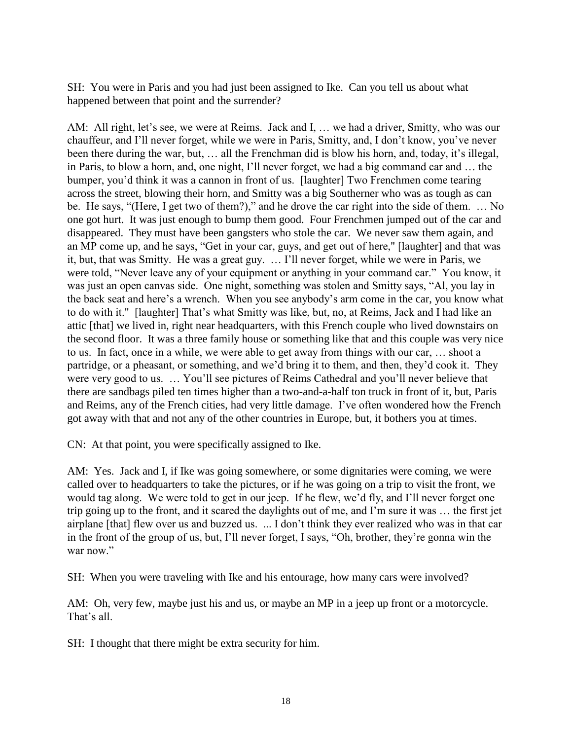SH: You were in Paris and you had just been assigned to Ike. Can you tell us about what happened between that point and the surrender?

AM: All right, let's see, we were at Reims. Jack and I, … we had a driver, Smitty, who was our chauffeur, and I'll never forget, while we were in Paris, Smitty, and, I don't know, you've never been there during the war, but, … all the Frenchman did is blow his horn, and, today, it's illegal, in Paris, to blow a horn, and, one night, I'll never forget, we had a big command car and … the bumper, you'd think it was a cannon in front of us. [laughter] Two Frenchmen come tearing across the street, blowing their horn, and Smitty was a big Southerner who was as tough as can be. He says, "(Here, I get two of them?)," and he drove the car right into the side of them. … No one got hurt. It was just enough to bump them good. Four Frenchmen jumped out of the car and disappeared. They must have been gangsters who stole the car. We never saw them again, and an MP come up, and he says, "Get in your car, guys, and get out of here," [laughter] and that was it, but, that was Smitty. He was a great guy. … I'll never forget, while we were in Paris, we were told, "Never leave any of your equipment or anything in your command car." You know, it was just an open canvas side. One night, something was stolen and Smitty says, "Al, you lay in the back seat and here's a wrench. When you see anybody's arm come in the car, you know what to do with it." [laughter] That's what Smitty was like, but, no, at Reims, Jack and I had like an attic [that] we lived in, right near headquarters, with this French couple who lived downstairs on the second floor. It was a three family house or something like that and this couple was very nice to us. In fact, once in a while, we were able to get away from things with our car, … shoot a partridge, or a pheasant, or something, and we'd bring it to them, and then, they'd cook it. They were very good to us. … You'll see pictures of Reims Cathedral and you'll never believe that there are sandbags piled ten times higher than a two-and-a-half ton truck in front of it, but, Paris and Reims, any of the French cities, had very little damage. I've often wondered how the French got away with that and not any of the other countries in Europe, but, it bothers you at times.

CN: At that point, you were specifically assigned to Ike.

AM: Yes. Jack and I, if Ike was going somewhere, or some dignitaries were coming, we were called over to headquarters to take the pictures, or if he was going on a trip to visit the front, we would tag along. We were told to get in our jeep. If he flew, we'd fly, and I'll never forget one trip going up to the front, and it scared the daylights out of me, and I'm sure it was … the first jet airplane [that] flew over us and buzzed us. ... I don't think they ever realized who was in that car in the front of the group of us, but, I'll never forget, I says, "Oh, brother, they're gonna win the war now."

SH: When you were traveling with Ike and his entourage, how many cars were involved?

AM: Oh, very few, maybe just his and us, or maybe an MP in a jeep up front or a motorcycle. That's all.

SH: I thought that there might be extra security for him.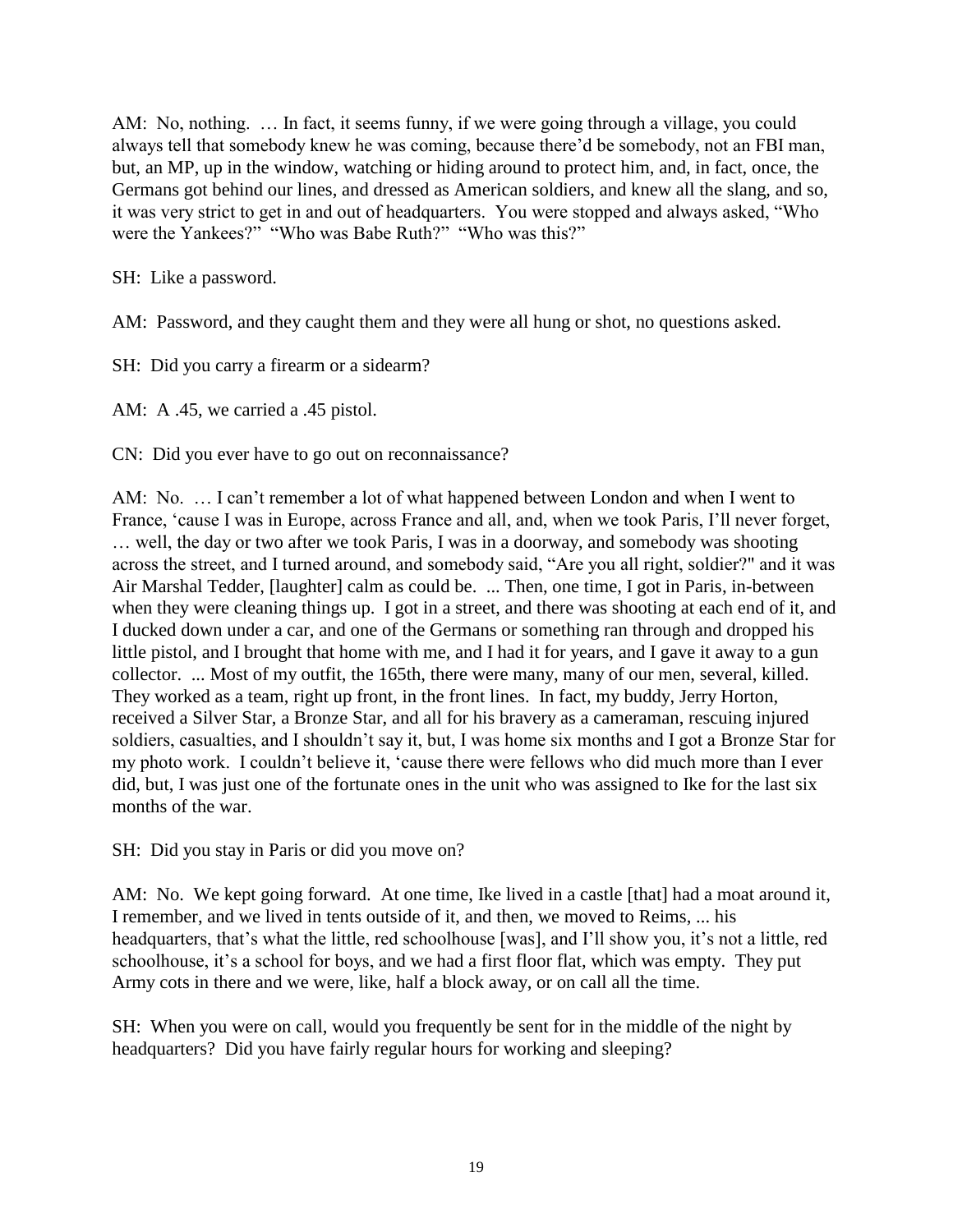AM: No, nothing. … In fact, it seems funny, if we were going through a village, you could always tell that somebody knew he was coming, because there'd be somebody, not an FBI man, but, an MP, up in the window, watching or hiding around to protect him, and, in fact, once, the Germans got behind our lines, and dressed as American soldiers, and knew all the slang, and so, it was very strict to get in and out of headquarters. You were stopped and always asked, "Who were the Yankees?" "Who was Babe Ruth?" "Who was this?"

SH: Like a password.

AM: Password, and they caught them and they were all hung or shot, no questions asked.

SH: Did you carry a firearm or a sidearm?

AM: A .45, we carried a .45 pistol.

CN: Did you ever have to go out on reconnaissance?

AM: No. … I can't remember a lot of what happened between London and when I went to France, 'cause I was in Europe, across France and all, and, when we took Paris, I'll never forget, … well, the day or two after we took Paris, I was in a doorway, and somebody was shooting across the street, and I turned around, and somebody said, "Are you all right, soldier?" and it was Air Marshal Tedder, [laughter] calm as could be. ... Then, one time, I got in Paris, in-between when they were cleaning things up. I got in a street, and there was shooting at each end of it, and I ducked down under a car, and one of the Germans or something ran through and dropped his little pistol, and I brought that home with me, and I had it for years, and I gave it away to a gun collector. ... Most of my outfit, the 165th, there were many, many of our men, several, killed. They worked as a team, right up front, in the front lines. In fact, my buddy, Jerry Horton, received a Silver Star, a Bronze Star, and all for his bravery as a cameraman, rescuing injured soldiers, casualties, and I shouldn't say it, but, I was home six months and I got a Bronze Star for my photo work. I couldn't believe it, 'cause there were fellows who did much more than I ever did, but, I was just one of the fortunate ones in the unit who was assigned to Ike for the last six months of the war.

SH: Did you stay in Paris or did you move on?

AM: No. We kept going forward. At one time, Ike lived in a castle [that] had a moat around it, I remember, and we lived in tents outside of it, and then, we moved to Reims, ... his headquarters, that's what the little, red schoolhouse [was], and I'll show you, it's not a little, red schoolhouse, it's a school for boys, and we had a first floor flat, which was empty. They put Army cots in there and we were, like, half a block away, or on call all the time.

SH: When you were on call, would you frequently be sent for in the middle of the night by headquarters? Did you have fairly regular hours for working and sleeping?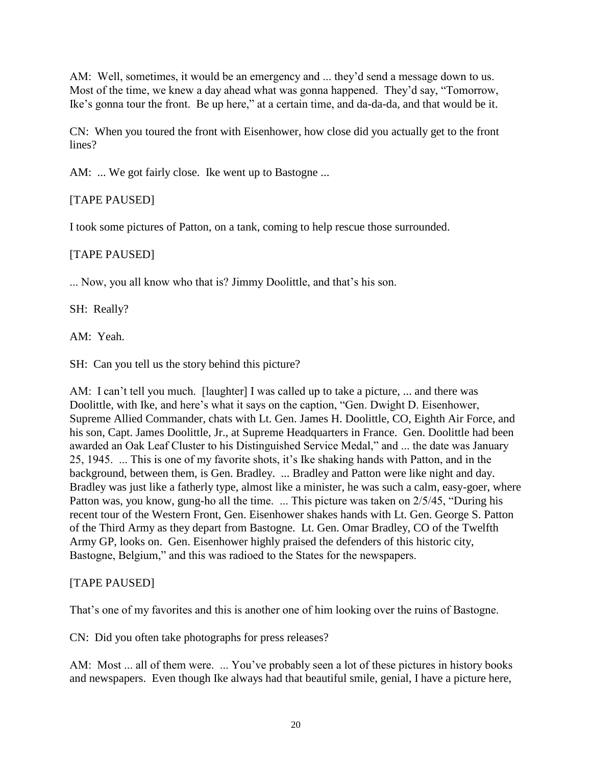AM: Well, sometimes, it would be an emergency and ... they'd send a message down to us. Most of the time, we knew a day ahead what was gonna happened. They'd say, "Tomorrow, Ike's gonna tour the front. Be up here," at a certain time, and da-da-da, and that would be it.

CN: When you toured the front with Eisenhower, how close did you actually get to the front lines?

AM: ... We got fairly close. Ike went up to Bastogne ...

[TAPE PAUSED]

I took some pictures of Patton, on a tank, coming to help rescue those surrounded.

[TAPE PAUSED]

... Now, you all know who that is? Jimmy Doolittle, and that's his son.

SH: Really?

AM: Yeah.

SH: Can you tell us the story behind this picture?

AM: I can't tell you much. [laughter] I was called up to take a picture, ... and there was Doolittle, with Ike, and here's what it says on the caption, "Gen. Dwight D. Eisenhower, Supreme Allied Commander, chats with Lt. Gen. James H. Doolittle, CO, Eighth Air Force, and his son, Capt. James Doolittle, Jr., at Supreme Headquarters in France. Gen. Doolittle had been awarded an Oak Leaf Cluster to his Distinguished Service Medal," and ... the date was January 25, 1945. ... This is one of my favorite shots, it's Ike shaking hands with Patton, and in the background, between them, is Gen. Bradley. ... Bradley and Patton were like night and day. Bradley was just like a fatherly type, almost like a minister, he was such a calm, easy-goer, where Patton was, you know, gung-ho all the time. ... This picture was taken on 2/5/45, "During his recent tour of the Western Front, Gen. Eisenhower shakes hands with Lt. Gen. George S. Patton of the Third Army as they depart from Bastogne. Lt. Gen. Omar Bradley, CO of the Twelfth Army GP, looks on. Gen. Eisenhower highly praised the defenders of this historic city, Bastogne, Belgium," and this was radioed to the States for the newspapers.

[TAPE PAUSED]

That's one of my favorites and this is another one of him looking over the ruins of Bastogne.

CN: Did you often take photographs for press releases?

AM: Most ... all of them were. ... You've probably seen a lot of these pictures in history books and newspapers. Even though Ike always had that beautiful smile, genial, I have a picture here,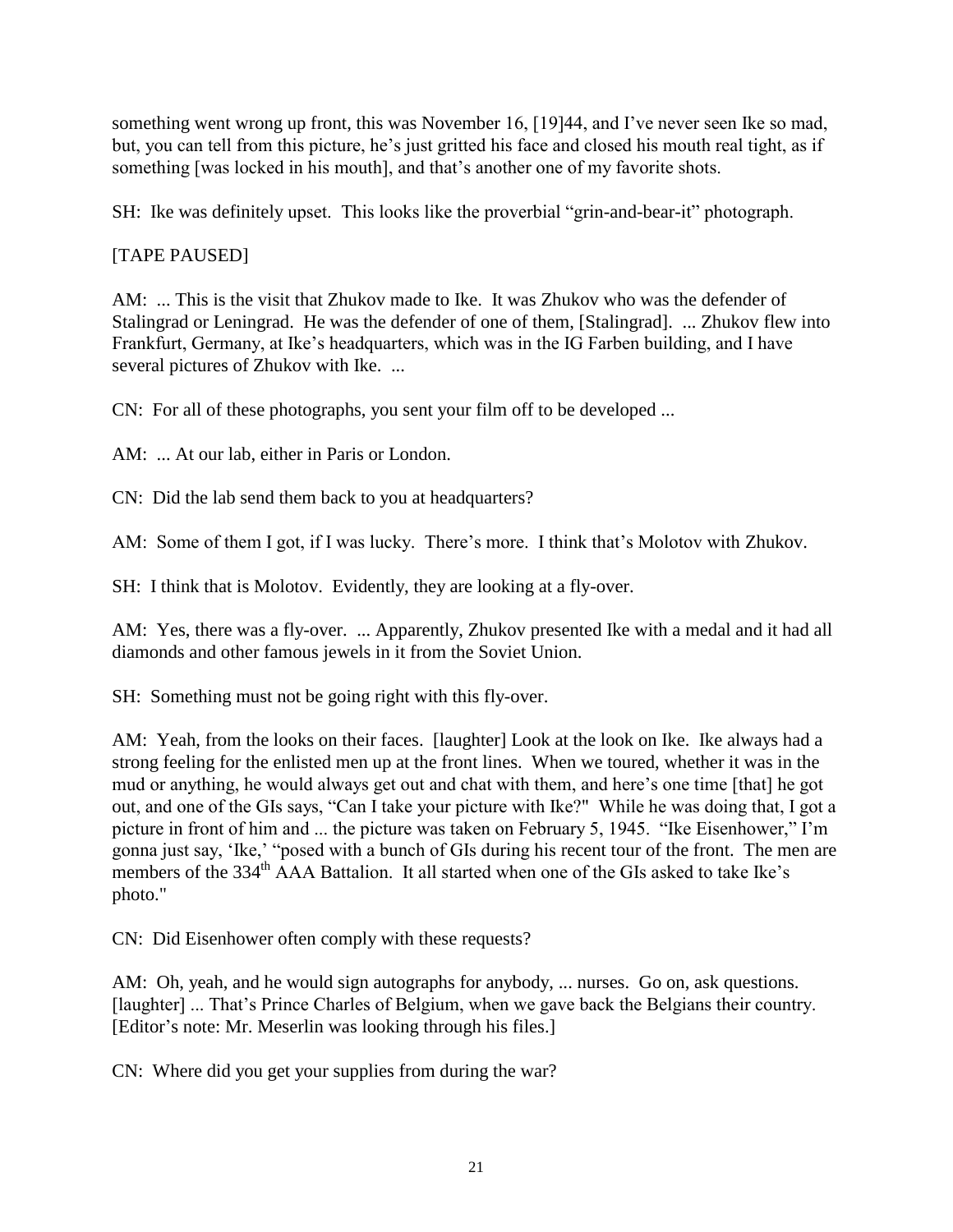something went wrong up front, this was November 16, [19]44, and I've never seen Ike so mad, but, you can tell from this picture, he's just gritted his face and closed his mouth real tight, as if something [was locked in his mouth], and that's another one of my favorite shots.

SH: Ike was definitely upset. This looks like the proverbial "grin-and-bear-it" photograph.

[TAPE PAUSED]

AM: ... This is the visit that Zhukov made to Ike. It was Zhukov who was the defender of Stalingrad or Leningrad. He was the defender of one of them, [Stalingrad]. ... Zhukov flew into Frankfurt, Germany, at Ike's headquarters, which was in the IG Farben building, and I have several pictures of Zhukov with Ike. ...

CN: For all of these photographs, you sent your film off to be developed ...

AM: ... At our lab, either in Paris or London.

CN: Did the lab send them back to you at headquarters?

AM: Some of them I got, if I was lucky. There's more. I think that's Molotov with Zhukov.

SH: I think that is Molotov. Evidently, they are looking at a fly-over.

AM: Yes, there was a fly-over. ... Apparently, Zhukov presented Ike with a medal and it had all diamonds and other famous jewels in it from the Soviet Union.

SH: Something must not be going right with this fly-over.

AM: Yeah, from the looks on their faces. [laughter] Look at the look on Ike. Ike always had a strong feeling for the enlisted men up at the front lines. When we toured, whether it was in the mud or anything, he would always get out and chat with them, and here's one time [that] he got out, and one of the GIs says, "Can I take your picture with Ike?" While he was doing that, I got a picture in front of him and ... the picture was taken on February 5, 1945. "Ike Eisenhower," I'm gonna just say, 'Ike,' "posed with a bunch of GIs during his recent tour of the front. The men are members of the 334th AAA Battalion. It all started when one of the GIs asked to take Ike's photo."

CN: Did Eisenhower often comply with these requests?

AM: Oh, yeah, and he would sign autographs for anybody, ... nurses. Go on, ask questions. [laughter] ... That's Prince Charles of Belgium, when we gave back the Belgians their country. [Editor's note: Mr. Meserlin was looking through his files.]

CN: Where did you get your supplies from during the war?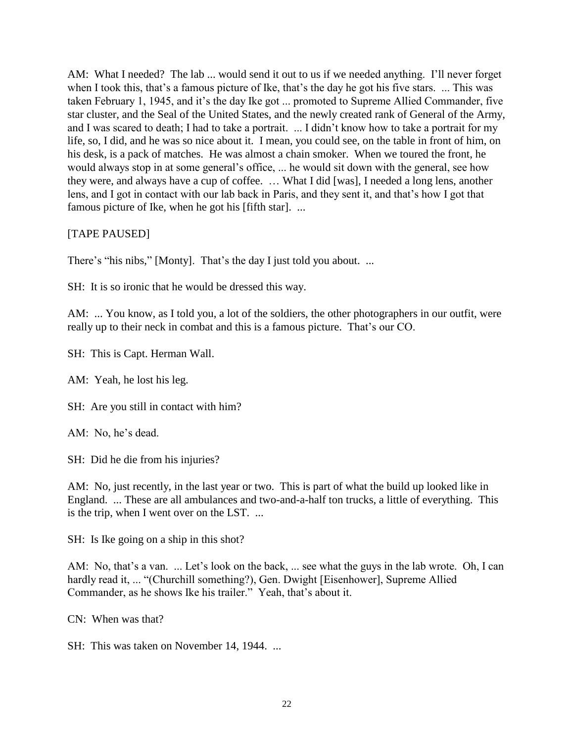AM: What I needed? The lab ... would send it out to us if we needed anything. I'll never forget when I took this, that's a famous picture of Ike, that's the day he got his five stars. ... This was taken February 1, 1945, and it's the day Ike got ... promoted to Supreme Allied Commander, five star cluster, and the Seal of the United States, and the newly created rank of General of the Army, and I was scared to death; I had to take a portrait. ... I didn't know how to take a portrait for my life, so, I did, and he was so nice about it. I mean, you could see, on the table in front of him, on his desk, is a pack of matches. He was almost a chain smoker. When we toured the front, he would always stop in at some general's office, ... he would sit down with the general, see how they were, and always have a cup of coffee. … What I did [was], I needed a long lens, another lens, and I got in contact with our lab back in Paris, and they sent it, and that's how I got that famous picture of Ike, when he got his [fifth star]. ...

[TAPE PAUSED]

There's "his nibs," [Monty]. That's the day I just told you about. ...

SH: It is so ironic that he would be dressed this way.

AM: ... You know, as I told you, a lot of the soldiers, the other photographers in our outfit, were really up to their neck in combat and this is a famous picture. That's our CO.

SH: This is Capt. Herman Wall.

AM: Yeah, he lost his leg.

SH: Are you still in contact with him?

AM: No, he's dead.

SH: Did he die from his injuries?

AM: No, just recently, in the last year or two. This is part of what the build up looked like in England. ... These are all ambulances and two-and-a-half ton trucks, a little of everything. This is the trip, when I went over on the LST. ...

SH: Is Ike going on a ship in this shot?

AM: No, that's a van. ... Let's look on the back, ... see what the guys in the lab wrote. Oh, I can hardly read it, ... "(Churchill something?), Gen. Dwight [Eisenhower], Supreme Allied Commander, as he shows Ike his trailer." Yeah, that's about it.

CN: When was that?

SH: This was taken on November 14, 1944. ...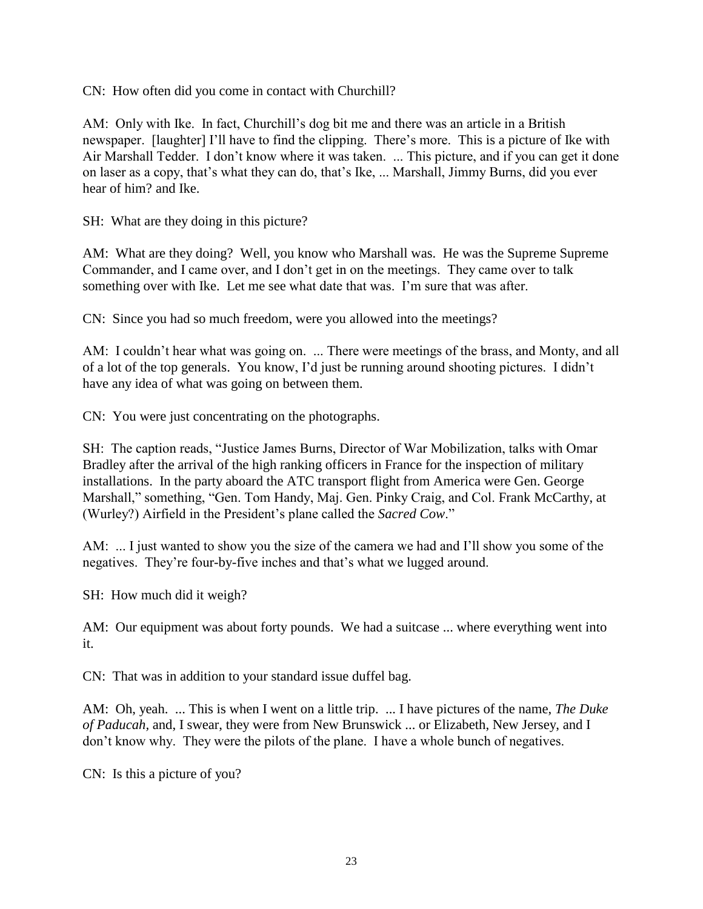CN: How often did you come in contact with Churchill?

AM: Only with Ike. In fact, Churchill's dog bit me and there was an article in a British newspaper. [laughter] I'll have to find the clipping. There's more. This is a picture of Ike with Air Marshall Tedder. I don't know where it was taken. ... This picture, and if you can get it done on laser as a copy, that's what they can do, that's Ike, ... Marshall, Jimmy Burns, did you ever hear of him? and Ike.

SH: What are they doing in this picture?

AM: What are they doing? Well, you know who Marshall was. He was the Supreme Supreme Commander, and I came over, and I don't get in on the meetings. They came over to talk something over with Ike. Let me see what date that was. I'm sure that was after.

CN: Since you had so much freedom, were you allowed into the meetings?

AM: I couldn't hear what was going on. ... There were meetings of the brass, and Monty, and all of a lot of the top generals. You know, I'd just be running around shooting pictures. I didn't have any idea of what was going on between them.

CN: You were just concentrating on the photographs.

SH: The caption reads, "Justice James Burns, Director of War Mobilization, talks with Omar Bradley after the arrival of the high ranking officers in France for the inspection of military installations. In the party aboard the ATC transport flight from America were Gen. George Marshall," something, "Gen. Tom Handy, Maj. Gen. Pinky Craig, and Col. Frank McCarthy, at (Wurley?) Airfield in the President's plane called the *Sacred Cow*."

AM: ... I just wanted to show you the size of the camera we had and I'll show you some of the negatives. They're four-by-five inches and that's what we lugged around.

SH: How much did it weigh?

AM: Our equipment was about forty pounds. We had a suitcase ... where everything went into it.

CN: That was in addition to your standard issue duffel bag.

AM: Oh, yeah. ... This is when I went on a little trip. ... I have pictures of the name, *The Duke of Paducah,* and, I swear, they were from New Brunswick ... or Elizabeth, New Jersey, and I don't know why. They were the pilots of the plane. I have a whole bunch of negatives.

CN: Is this a picture of you?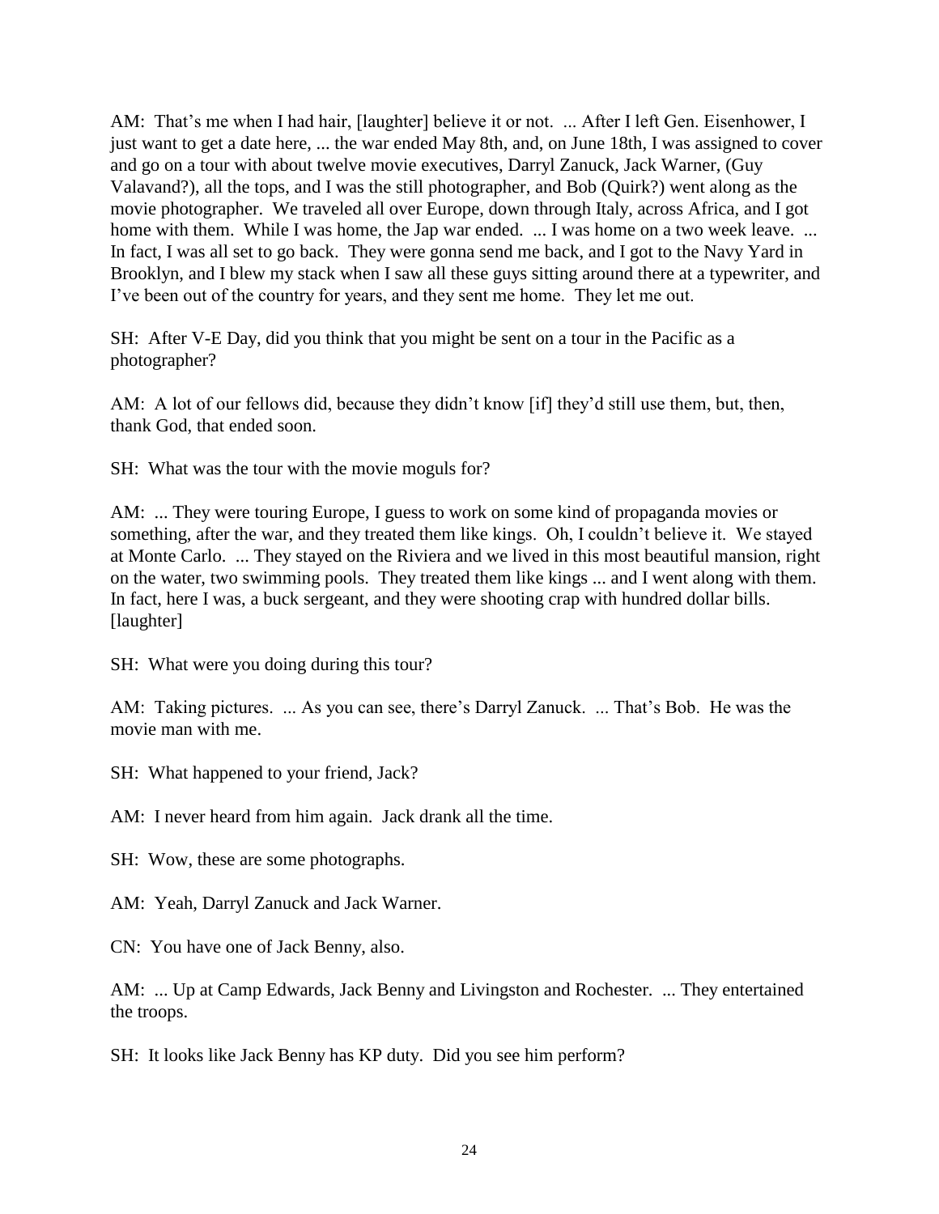AM: That's me when I had hair, [laughter] believe it or not. ... After I left Gen. Eisenhower, I just want to get a date here, ... the war ended May 8th, and, on June 18th, I was assigned to cover and go on a tour with about twelve movie executives, Darryl Zanuck, Jack Warner, (Guy Valavand?), all the tops, and I was the still photographer, and Bob (Quirk?) went along as the movie photographer. We traveled all over Europe, down through Italy, across Africa, and I got home with them. While I was home, the Jap war ended. ... I was home on a two week leave. ... In fact, I was all set to go back. They were gonna send me back, and I got to the Navy Yard in Brooklyn, and I blew my stack when I saw all these guys sitting around there at a typewriter, and I've been out of the country for years, and they sent me home. They let me out.

SH: After V-E Day, did you think that you might be sent on a tour in the Pacific as a photographer?

AM: A lot of our fellows did, because they didn't know [if] they'd still use them, but, then, thank God, that ended soon.

SH: What was the tour with the movie moguls for?

AM: ... They were touring Europe, I guess to work on some kind of propaganda movies or something, after the war, and they treated them like kings. Oh, I couldn't believe it. We stayed at Monte Carlo. ... They stayed on the Riviera and we lived in this most beautiful mansion, right on the water, two swimming pools. They treated them like kings ... and I went along with them. In fact, here I was, a buck sergeant, and they were shooting crap with hundred dollar bills. [laughter]

SH: What were you doing during this tour?

AM: Taking pictures. ... As you can see, there's Darryl Zanuck. ... That's Bob. He was the movie man with me.

SH: What happened to your friend, Jack?

AM: I never heard from him again. Jack drank all the time.

SH: Wow, these are some photographs.

AM: Yeah, Darryl Zanuck and Jack Warner.

CN: You have one of Jack Benny, also.

AM: ... Up at Camp Edwards, Jack Benny and Livingston and Rochester. ... They entertained the troops.

SH: It looks like Jack Benny has KP duty. Did you see him perform?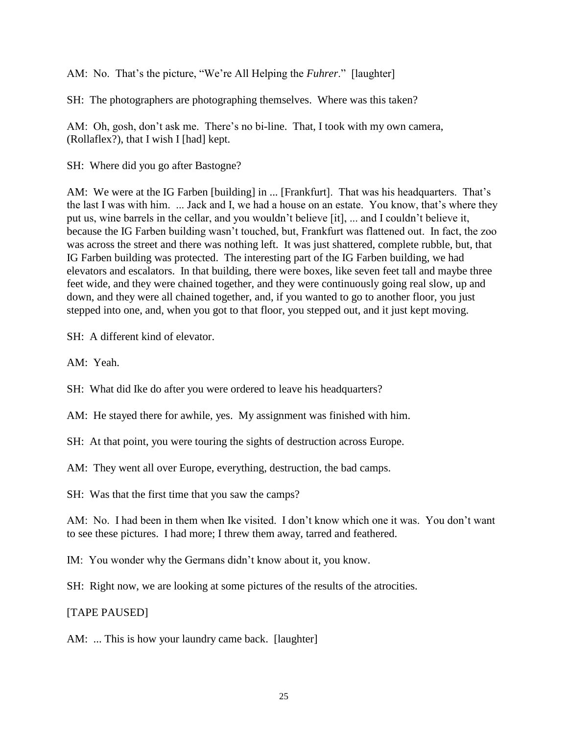AM: No. That's the picture, "We're All Helping the *Fuhrer*." [laughter]

SH: The photographers are photographing themselves. Where was this taken?

AM: Oh, gosh, don't ask me. There's no bi-line. That, I took with my own camera, (Rollaflex?), that I wish I [had] kept.

SH: Where did you go after Bastogne?

AM: We were at the IG Farben [building] in ... [Frankfurt]. That was his headquarters. That's the last I was with him. ... Jack and I, we had a house on an estate. You know, that's where they put us, wine barrels in the cellar, and you wouldn't believe [it], ... and I couldn't believe it, because the IG Farben building wasn't touched, but, Frankfurt was flattened out. In fact, the zoo was across the street and there was nothing left. It was just shattered, complete rubble, but, that IG Farben building was protected. The interesting part of the IG Farben building, we had elevators and escalators. In that building, there were boxes, like seven feet tall and maybe three feet wide, and they were chained together, and they were continuously going real slow, up and down, and they were all chained together, and, if you wanted to go to another floor, you just stepped into one, and, when you got to that floor, you stepped out, and it just kept moving.

SH: A different kind of elevator.

AM: Yeah.

SH: What did Ike do after you were ordered to leave his headquarters?

AM: He stayed there for awhile, yes. My assignment was finished with him.

SH: At that point, you were touring the sights of destruction across Europe.

AM: They went all over Europe, everything, destruction, the bad camps.

SH: Was that the first time that you saw the camps?

AM: No. I had been in them when Ike visited. I don't know which one it was. You don't want to see these pictures. I had more; I threw them away, tarred and feathered.

IM: You wonder why the Germans didn't know about it, you know.

SH: Right now, we are looking at some pictures of the results of the atrocities.

[TAPE PAUSED]

AM: ... This is how your laundry came back. [laughter]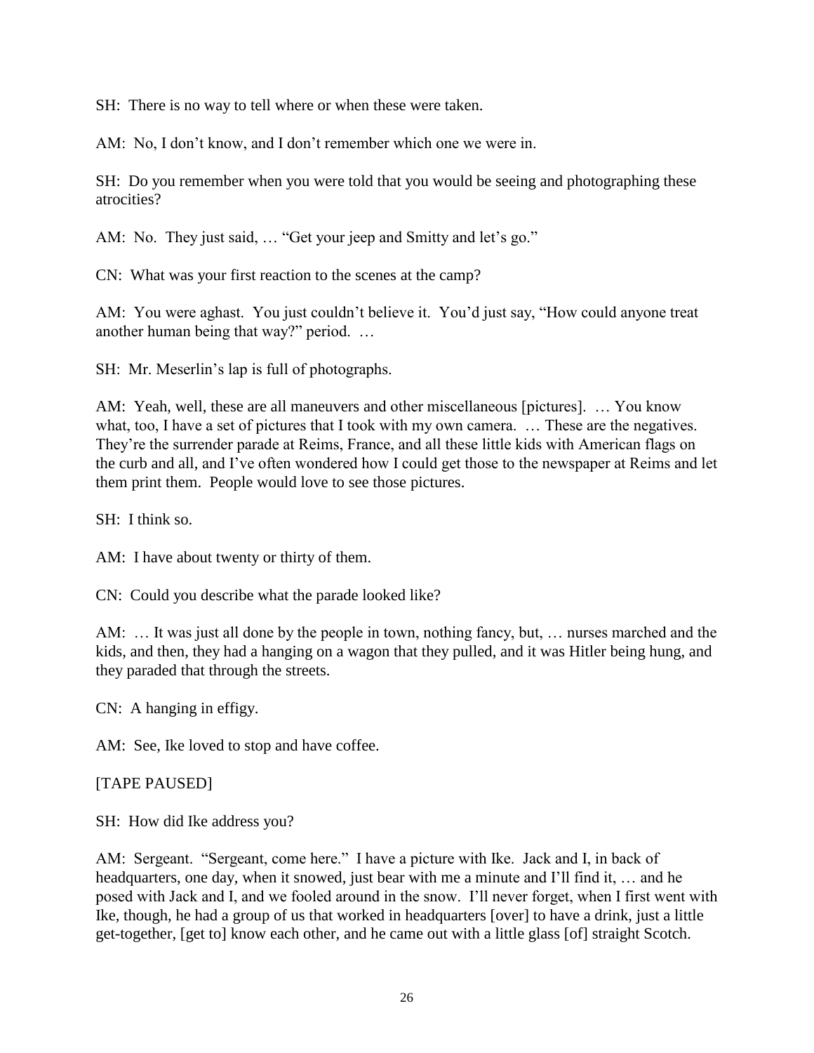SH: There is no way to tell where or when these were taken.

AM: No, I don't know, and I don't remember which one we were in.

SH: Do you remember when you were told that you would be seeing and photographing these atrocities?

AM: No. They just said, … "Get your jeep and Smitty and let's go."

CN: What was your first reaction to the scenes at the camp?

AM: You were aghast. You just couldn't believe it. You'd just say, "How could anyone treat another human being that way?" period. …

SH: Mr. Meserlin's lap is full of photographs.

AM: Yeah, well, these are all maneuvers and other miscellaneous [pictures]. … You know what, too, I have a set of pictures that I took with my own camera. … These are the negatives. They're the surrender parade at Reims, France, and all these little kids with American flags on the curb and all, and I've often wondered how I could get those to the newspaper at Reims and let them print them. People would love to see those pictures.

SH: I think so.

AM: I have about twenty or thirty of them.

CN: Could you describe what the parade looked like?

AM: … It was just all done by the people in town, nothing fancy, but, … nurses marched and the kids, and then, they had a hanging on a wagon that they pulled, and it was Hitler being hung, and they paraded that through the streets.

CN: A hanging in effigy.

AM: See, Ike loved to stop and have coffee.

[TAPE PAUSED]

SH: How did Ike address you?

AM: Sergeant. "Sergeant, come here." I have a picture with Ike. Jack and I, in back of headquarters, one day, when it snowed, just bear with me a minute and I'll find it, … and he posed with Jack and I, and we fooled around in the snow. I'll never forget, when I first went with Ike, though, he had a group of us that worked in headquarters [over] to have a drink, just a little get-together, [get to] know each other, and he came out with a little glass [of] straight Scotch.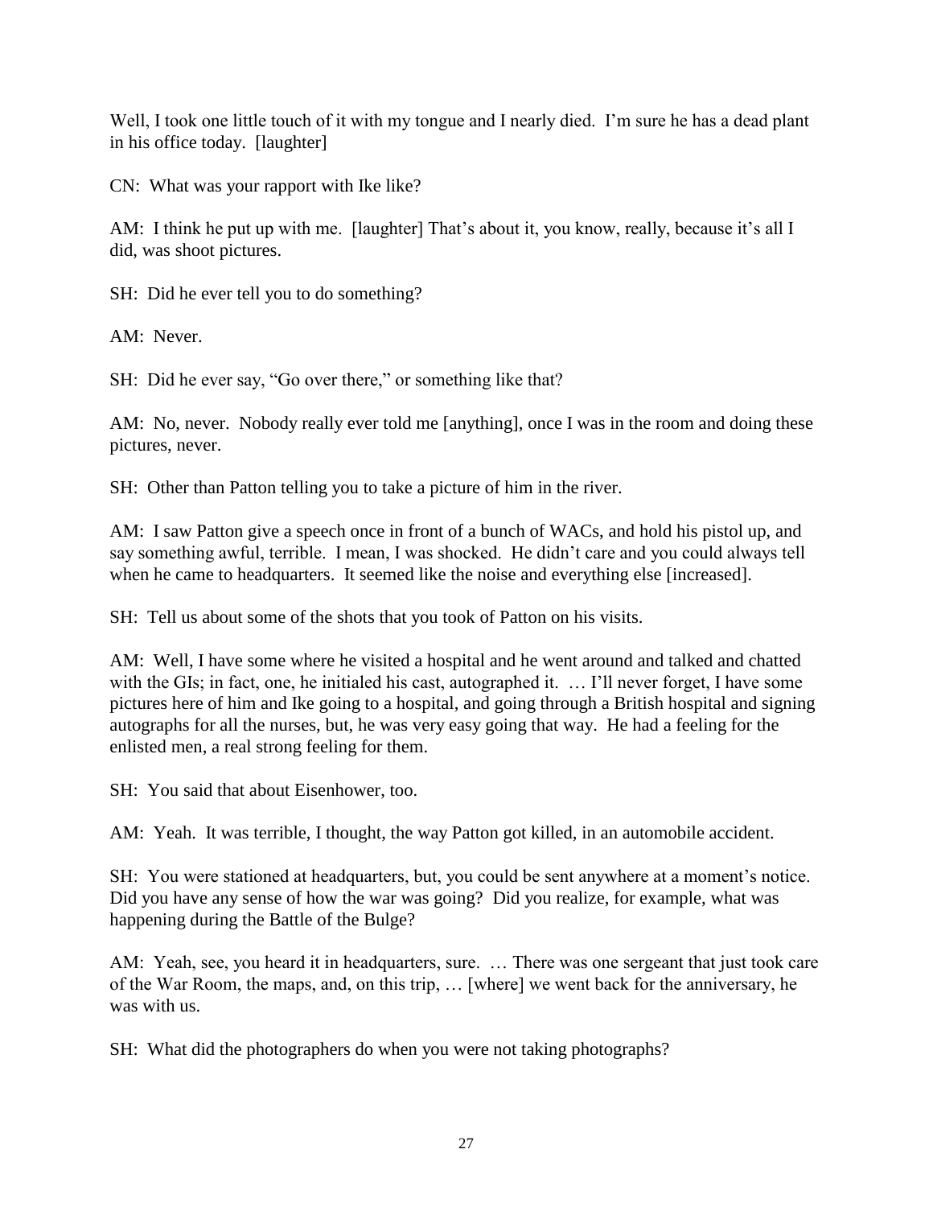Well, I took one little touch of it with my tongue and I nearly died. I'm sure he has a dead plant in his office today. [laughter]

CN: What was your rapport with Ike like?

AM: I think he put up with me. [laughter] That's about it, you know, really, because it's all I did, was shoot pictures.

SH: Did he ever tell you to do something?

AM: Never.

SH: Did he ever say, "Go over there," or something like that?

AM: No, never. Nobody really ever told me [anything], once I was in the room and doing these pictures, never.

SH: Other than Patton telling you to take a picture of him in the river.

AM: I saw Patton give a speech once in front of a bunch of WACs, and hold his pistol up, and say something awful, terrible. I mean, I was shocked. He didn't care and you could always tell when he came to headquarters. It seemed like the noise and everything else [increased].

SH: Tell us about some of the shots that you took of Patton on his visits.

AM: Well, I have some where he visited a hospital and he went around and talked and chatted with the GIs; in fact, one, he initialed his cast, autographed it. … I'll never forget, I have some pictures here of him and Ike going to a hospital, and going through a British hospital and signing autographs for all the nurses, but, he was very easy going that way. He had a feeling for the enlisted men, a real strong feeling for them.

SH: You said that about Eisenhower, too.

AM: Yeah. It was terrible, I thought, the way Patton got killed, in an automobile accident.

SH: You were stationed at headquarters, but, you could be sent anywhere at a moment's notice. Did you have any sense of how the war was going? Did you realize, for example, what was happening during the Battle of the Bulge?

AM: Yeah, see, you heard it in headquarters, sure. … There was one sergeant that just took care of the War Room, the maps, and, on this trip, … [where] we went back for the anniversary, he was with us.

SH: What did the photographers do when you were not taking photographs?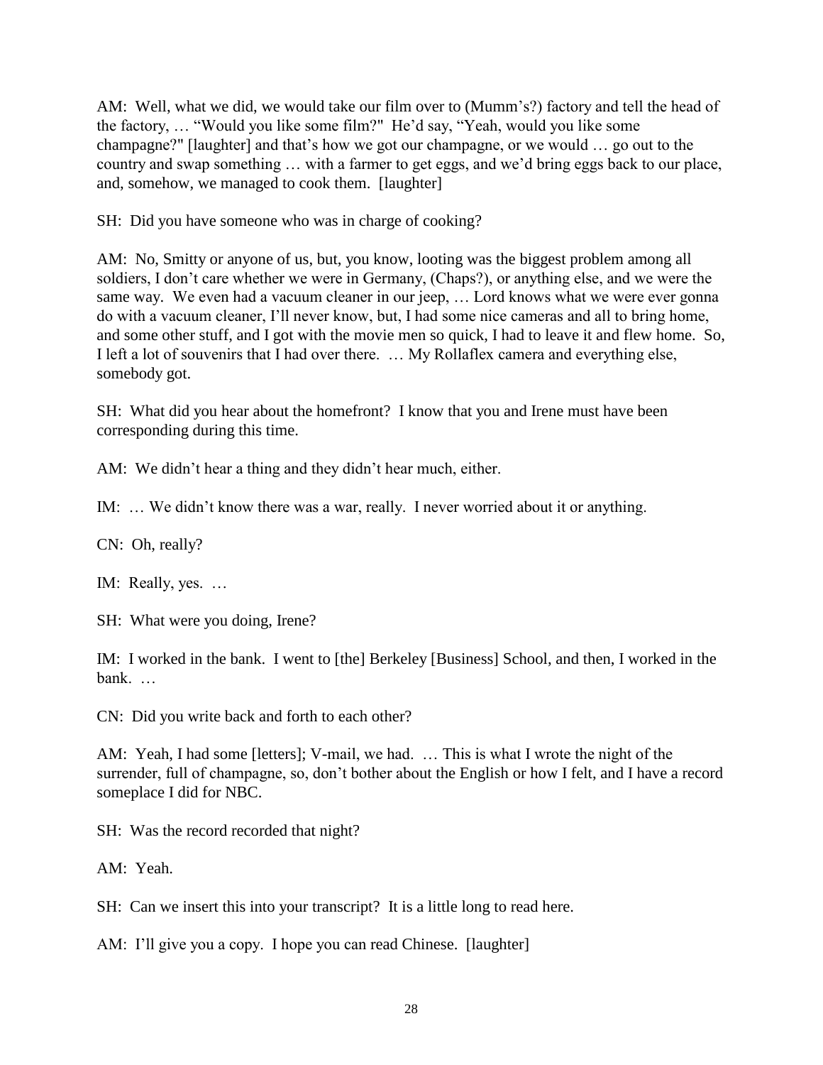AM: Well, what we did, we would take our film over to (Mumm's?) factory and tell the head of the factory, … "Would you like some film?" He'd say, "Yeah, would you like some champagne?" [laughter] and that's how we got our champagne, or we would … go out to the country and swap something … with a farmer to get eggs, and we'd bring eggs back to our place, and, somehow, we managed to cook them. [laughter]

SH: Did you have someone who was in charge of cooking?

AM: No, Smitty or anyone of us, but, you know, looting was the biggest problem among all soldiers, I don't care whether we were in Germany, (Chaps?), or anything else, and we were the same way. We even had a vacuum cleaner in our jeep, … Lord knows what we were ever gonna do with a vacuum cleaner, I'll never know, but, I had some nice cameras and all to bring home, and some other stuff, and I got with the movie men so quick, I had to leave it and flew home. So, I left a lot of souvenirs that I had over there. … My Rollaflex camera and everything else, somebody got.

SH: What did you hear about the homefront? I know that you and Irene must have been corresponding during this time.

AM: We didn't hear a thing and they didn't hear much, either.

IM: … We didn't know there was a war, really. I never worried about it or anything.

CN: Oh, really?

IM: Really, yes. …

SH: What were you doing, Irene?

IM: I worked in the bank. I went to [the] Berkeley [Business] School, and then, I worked in the bank. …

CN: Did you write back and forth to each other?

AM: Yeah, I had some [letters]; V-mail, we had. … This is what I wrote the night of the surrender, full of champagne, so, don't bother about the English or how I felt, and I have a record someplace I did for NBC.

SH: Was the record recorded that night?

AM: Yeah.

SH: Can we insert this into your transcript? It is a little long to read here.

AM: I'll give you a copy. I hope you can read Chinese. [laughter]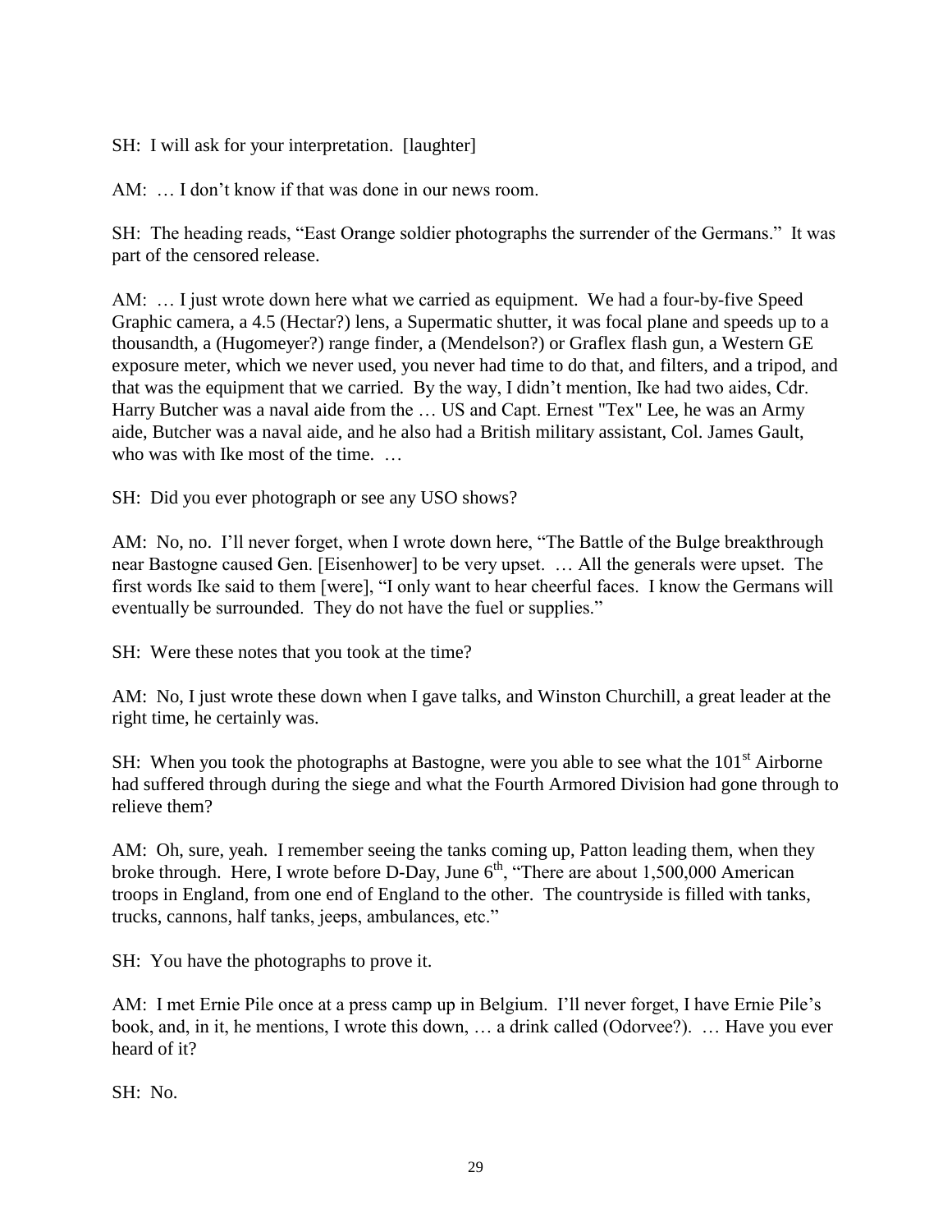SH: I will ask for your interpretation. [laughter]

AM: … I don't know if that was done in our news room.

SH: The heading reads, "East Orange soldier photographs the surrender of the Germans." It was part of the censored release.

AM: … I just wrote down here what we carried as equipment. We had a four-by-five Speed Graphic camera, a 4.5 (Hectar?) lens, a Supermatic shutter, it was focal plane and speeds up to a thousandth, a (Hugomeyer?) range finder, a (Mendelson?) or Graflex flash gun, a Western GE exposure meter, which we never used, you never had time to do that, and filters, and a tripod, and that was the equipment that we carried. By the way, I didn't mention, Ike had two aides, Cdr. Harry Butcher was a naval aide from the … US and Capt. Ernest "Tex" Lee, he was an Army aide, Butcher was a naval aide, and he also had a British military assistant, Col. James Gault, who was with Ike most of the time. …

SH: Did you ever photograph or see any USO shows?

AM: No, no. I'll never forget, when I wrote down here, "The Battle of the Bulge breakthrough near Bastogne caused Gen. [Eisenhower] to be very upset. … All the generals were upset. The first words Ike said to them [were], "I only want to hear cheerful faces. I know the Germans will eventually be surrounded. They do not have the fuel or supplies."

SH: Were these notes that you took at the time?

AM: No, I just wrote these down when I gave talks, and Winston Churchill, a great leader at the right time, he certainly was.

SH: When you took the photographs at Bastogne, were you able to see what the 101st Airborne had suffered through during the siege and what the Fourth Armored Division had gone through to relieve them?

AM: Oh, sure, yeah. I remember seeing the tanks coming up, Patton leading them, when they broke through. Here, I wrote before D-Day, June 6th, "There are about 1,500,000 American troops in England, from one end of England to the other. The countryside is filled with tanks, trucks, cannons, half tanks, jeeps, ambulances, etc."

SH: You have the photographs to prove it.

AM: I met Ernie Pile once at a press camp up in Belgium. I'll never forget, I have Ernie Pile's book, and, in it, he mentions, I wrote this down, … a drink called (Odorvee?). … Have you ever heard of it?

SH: No.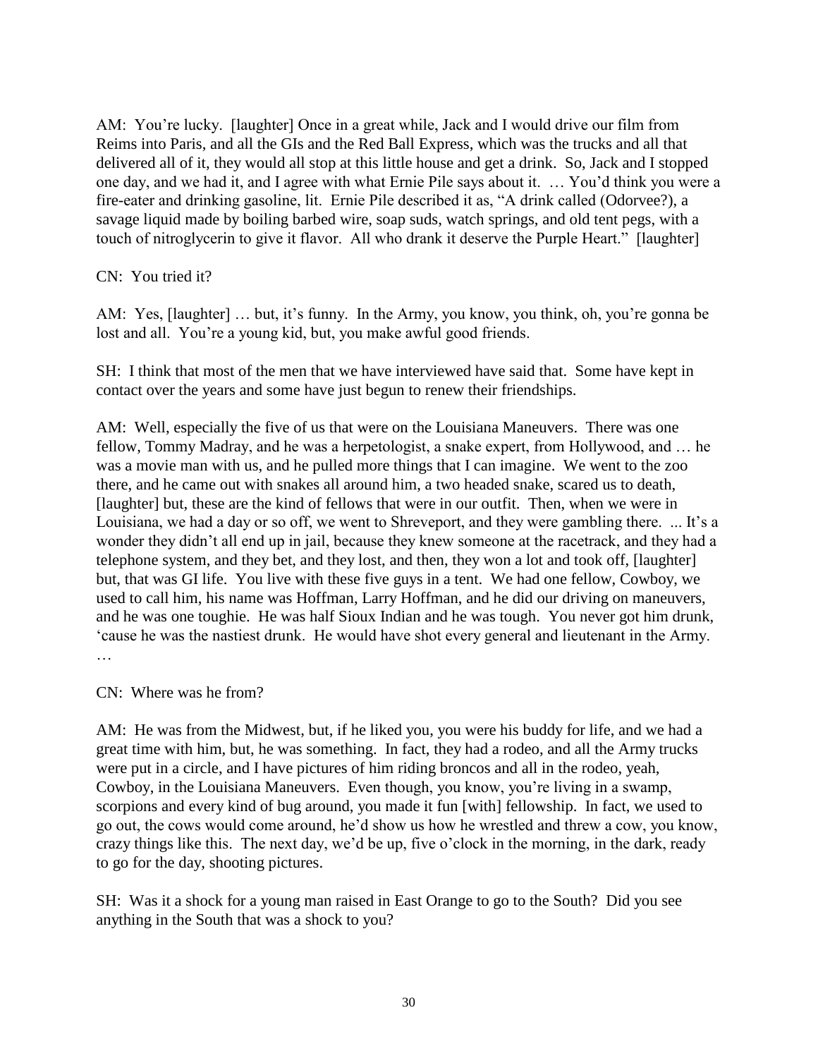AM: You're lucky. [laughter] Once in a great while, Jack and I would drive our film from Reims into Paris, and all the GIs and the Red Ball Express, which was the trucks and all that delivered all of it, they would all stop at this little house and get a drink. So, Jack and I stopped one day, and we had it, and I agree with what Ernie Pile says about it. … You'd think you were a fire-eater and drinking gasoline, lit. Ernie Pile described it as, "A drink called (Odorvee?), a savage liquid made by boiling barbed wire, soap suds, watch springs, and old tent pegs, with a touch of nitroglycerin to give it flavor. All who drank it deserve the Purple Heart." [laughter]

CN: You tried it?

AM: Yes, [laughter] … but, it's funny. In the Army, you know, you think, oh, you're gonna be lost and all. You're a young kid, but, you make awful good friends.

SH: I think that most of the men that we have interviewed have said that. Some have kept in contact over the years and some have just begun to renew their friendships.

AM: Well, especially the five of us that were on the Louisiana Maneuvers. There was one fellow, Tommy Madray, and he was a herpetologist, a snake expert, from Hollywood, and … he was a movie man with us, and he pulled more things that I can imagine. We went to the zoo there, and he came out with snakes all around him, a two headed snake, scared us to death, [laughter] but, these are the kind of fellows that were in our outfit. Then, when we were in Louisiana, we had a day or so off, we went to Shreveport, and they were gambling there. ... It's a wonder they didn't all end up in jail, because they knew someone at the racetrack, and they had a telephone system, and they bet, and they lost, and then, they won a lot and took off, [laughter] but, that was GI life. You live with these five guys in a tent. We had one fellow, Cowboy, we used to call him, his name was Hoffman, Larry Hoffman, and he did our driving on maneuvers, and he was one toughie. He was half Sioux Indian and he was tough. You never got him drunk, 'cause he was the nastiest drunk. He would have shot every general and lieutenant in the Army. …

CN: Where was he from?

AM: He was from the Midwest, but, if he liked you, you were his buddy for life, and we had a great time with him, but, he was something. In fact, they had a rodeo, and all the Army trucks were put in a circle, and I have pictures of him riding broncos and all in the rodeo, yeah, Cowboy, in the Louisiana Maneuvers. Even though, you know, you're living in a swamp, scorpions and every kind of bug around, you made it fun [with] fellowship. In fact, we used to go out, the cows would come around, he'd show us how he wrestled and threw a cow, you know, crazy things like this. The next day, we'd be up, five o'clock in the morning, in the dark, ready to go for the day, shooting pictures.

SH: Was it a shock for a young man raised in East Orange to go to the South? Did you see anything in the South that was a shock to you?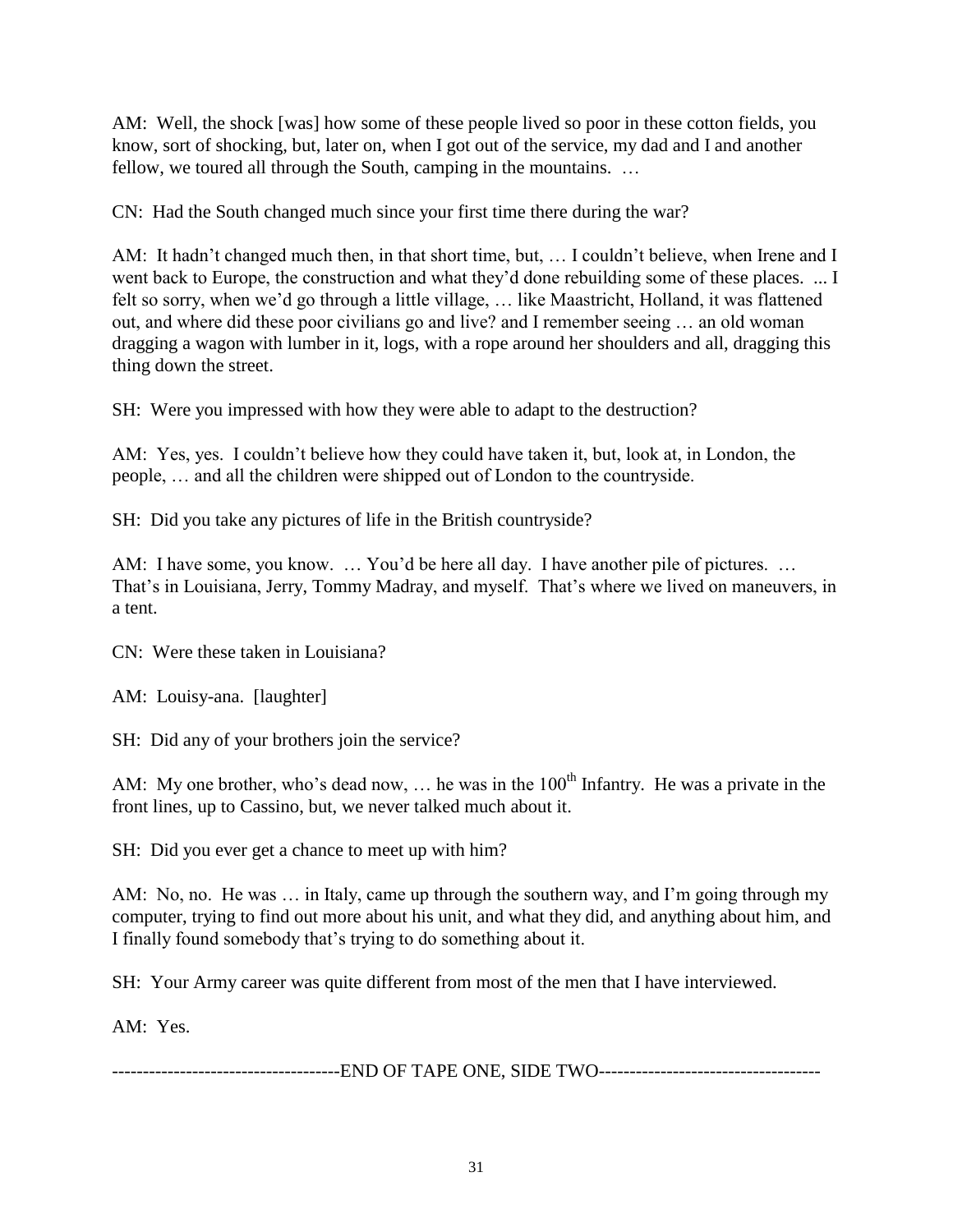AM: Well, the shock [was] how some of these people lived so poor in these cotton fields, you know, sort of shocking, but, later on, when I got out of the service, my dad and I and another fellow, we toured all through the South, camping in the mountains. …

CN: Had the South changed much since your first time there during the war?

AM: It hadn't changed much then, in that short time, but, … I couldn't believe, when Irene and I went back to Europe, the construction and what they'd done rebuilding some of these places. ... I felt so sorry, when we'd go through a little village, … like Maastricht, Holland, it was flattened out, and where did these poor civilians go and live? and I remember seeing … an old woman dragging a wagon with lumber in it, logs, with a rope around her shoulders and all, dragging this thing down the street.

SH: Were you impressed with how they were able to adapt to the destruction?

AM: Yes, yes. I couldn't believe how they could have taken it, but, look at, in London, the people, … and all the children were shipped out of London to the countryside.

SH: Did you take any pictures of life in the British countryside?

AM: I have some, you know. … You'd be here all day. I have another pile of pictures. … That's in Louisiana, Jerry, Tommy Madray, and myself. That's where we lived on maneuvers, in a tent.

CN: Were these taken in Louisiana?

AM: Louisy-ana. [laughter]

SH: Did any of your brothers join the service?

AM: My one brother, who's dead now, … he was in the 100th Infantry. He was a private in the front lines, up to Cassino, but, we never talked much about it.

SH: Did you ever get a chance to meet up with him?

AM: No, no. He was … in Italy, came up through the southern way, and I'm going through my computer, trying to find out more about his unit, and what they did, and anything about him, and I finally found somebody that's trying to do something about it.

SH: Your Army career was quite different from most of the men that I have interviewed.

AM: Yes.

-------------------------------------END OF TAPE ONE, SIDE TWO------------------------------------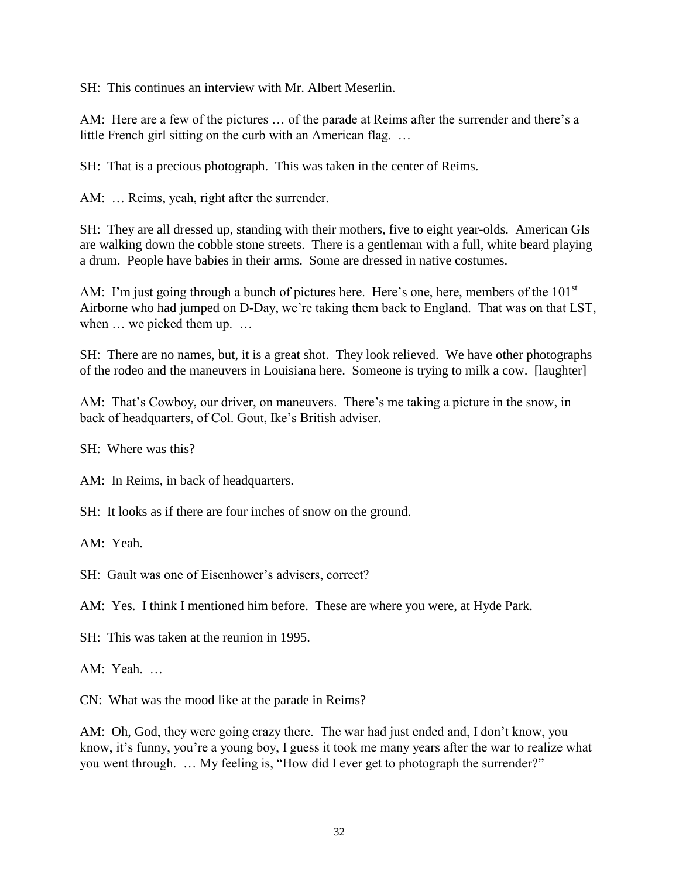SH: This continues an interview with Mr. Albert Meserlin.

AM: Here are a few of the pictures … of the parade at Reims after the surrender and there's a little French girl sitting on the curb with an American flag. …

SH: That is a precious photograph. This was taken in the center of Reims.

AM: … Reims, yeah, right after the surrender.

SH: They are all dressed up, standing with their mothers, five to eight year-olds. American GIs are walking down the cobble stone streets. There is a gentleman with a full, white beard playing a drum. People have babies in their arms. Some are dressed in native costumes.

AM: I'm just going through a bunch of pictures here. Here's one, here, members of the 101st Airborne who had jumped on D-Day, we're taking them back to England. That was on that LST, when … we picked them up. …

SH: There are no names, but, it is a great shot. They look relieved. We have other photographs of the rodeo and the maneuvers in Louisiana here. Someone is trying to milk a cow. [laughter]

AM: That's Cowboy, our driver, on maneuvers. There's me taking a picture in the snow, in back of headquarters, of Col. Gout, Ike's British adviser.

SH: Where was this?

AM: In Reims, in back of headquarters.

SH: It looks as if there are four inches of snow on the ground.

AM: Yeah.

SH: Gault was one of Eisenhower's advisers, correct?

AM: Yes. I think I mentioned him before. These are where you were, at Hyde Park.

SH: This was taken at the reunion in 1995.

AM: Yeah. …

CN: What was the mood like at the parade in Reims?

AM: Oh, God, they were going crazy there. The war had just ended and, I don't know, you know, it's funny, you're a young boy, I guess it took me many years after the war to realize what you went through. … My feeling is, "How did I ever get to photograph the surrender?"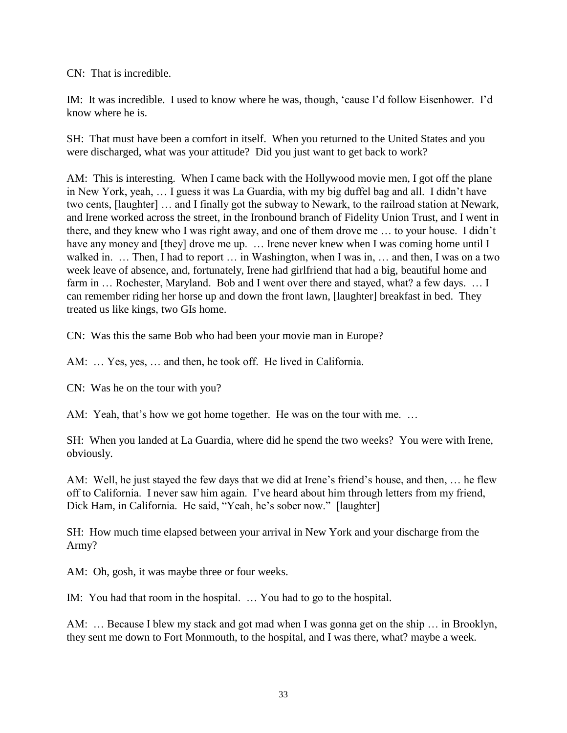CN: That is incredible.

IM: It was incredible. I used to know where he was, though, 'cause I'd follow Eisenhower. I'd know where he is.

SH: That must have been a comfort in itself. When you returned to the United States and you were discharged, what was your attitude? Did you just want to get back to work?

AM: This is interesting. When I came back with the Hollywood movie men, I got off the plane in New York, yeah, … I guess it was La Guardia, with my big duffel bag and all. I didn't have two cents, [laughter] … and I finally got the subway to Newark, to the railroad station at Newark, and Irene worked across the street, in the Ironbound branch of Fidelity Union Trust, and I went in there, and they knew who I was right away, and one of them drove me … to your house. I didn't have any money and [they] drove me up. … Irene never knew when I was coming home until I walked in. … Then, I had to report … in Washington, when I was in, … and then, I was on a two week leave of absence, and, fortunately, Irene had girlfriend that had a big, beautiful home and farm in … Rochester, Maryland. Bob and I went over there and stayed, what? a few days. … I can remember riding her horse up and down the front lawn, [laughter] breakfast in bed. They treated us like kings, two GIs home.

CN: Was this the same Bob who had been your movie man in Europe?

AM: … Yes, yes, … and then, he took off. He lived in California.

CN: Was he on the tour with you?

AM: Yeah, that's how we got home together. He was on the tour with me. …

SH: When you landed at La Guardia, where did he spend the two weeks? You were with Irene, obviously.

AM: Well, he just stayed the few days that we did at Irene's friend's house, and then, … he flew off to California. I never saw him again. I've heard about him through letters from my friend, Dick Ham, in California. He said, "Yeah, he's sober now." [laughter]

SH: How much time elapsed between your arrival in New York and your discharge from the Army?

AM: Oh, gosh, it was maybe three or four weeks.

IM: You had that room in the hospital. … You had to go to the hospital.

AM: … Because I blew my stack and got mad when I was gonna get on the ship … in Brooklyn, they sent me down to Fort Monmouth, to the hospital, and I was there, what? maybe a week.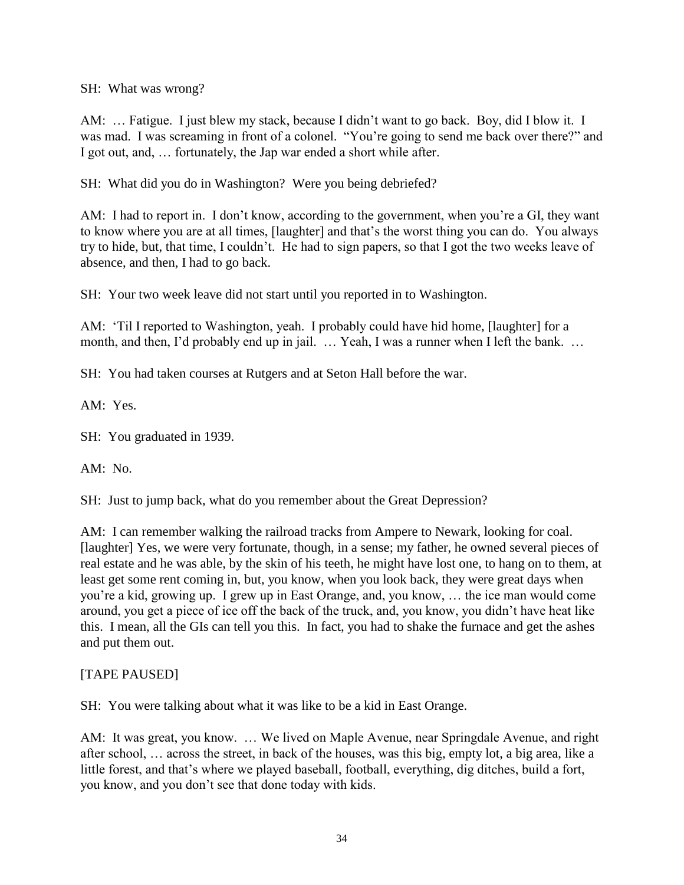SH: What was wrong?

AM: … Fatigue. I just blew my stack, because I didn't want to go back. Boy, did I blow it. I was mad. I was screaming in front of a colonel. "You're going to send me back over there?" and I got out, and, … fortunately, the Jap war ended a short while after.

SH: What did you do in Washington? Were you being debriefed?

AM: I had to report in. I don't know, according to the government, when you're a GI, they want to know where you are at all times, [laughter] and that's the worst thing you can do. You always try to hide, but, that time, I couldn't. He had to sign papers, so that I got the two weeks leave of absence, and then, I had to go back.

SH: Your two week leave did not start until you reported in to Washington.

AM: 'Til I reported to Washington, yeah. I probably could have hid home, [laughter] for a month, and then, I'd probably end up in jail. … Yeah, I was a runner when I left the bank. …

SH: You had taken courses at Rutgers and at Seton Hall before the war.

AM: Yes.

SH: You graduated in 1939.

AM: No.

SH: Just to jump back, what do you remember about the Great Depression?

AM: I can remember walking the railroad tracks from Ampere to Newark, looking for coal. [laughter] Yes, we were very fortunate, though, in a sense; my father, he owned several pieces of real estate and he was able, by the skin of his teeth, he might have lost one, to hang on to them, at least get some rent coming in, but, you know, when you look back, they were great days when you're a kid, growing up. I grew up in East Orange, and, you know, … the ice man would come around, you get a piece of ice off the back of the truck, and, you know, you didn't have heat like this. I mean, all the GIs can tell you this. In fact, you had to shake the furnace and get the ashes and put them out.

[TAPE PAUSED]

SH: You were talking about what it was like to be a kid in East Orange.

AM: It was great, you know. … We lived on Maple Avenue, near Springdale Avenue, and right after school, … across the street, in back of the houses, was this big, empty lot, a big area, like a little forest, and that's where we played baseball, football, everything, dig ditches, build a fort, you know, and you don't see that done today with kids.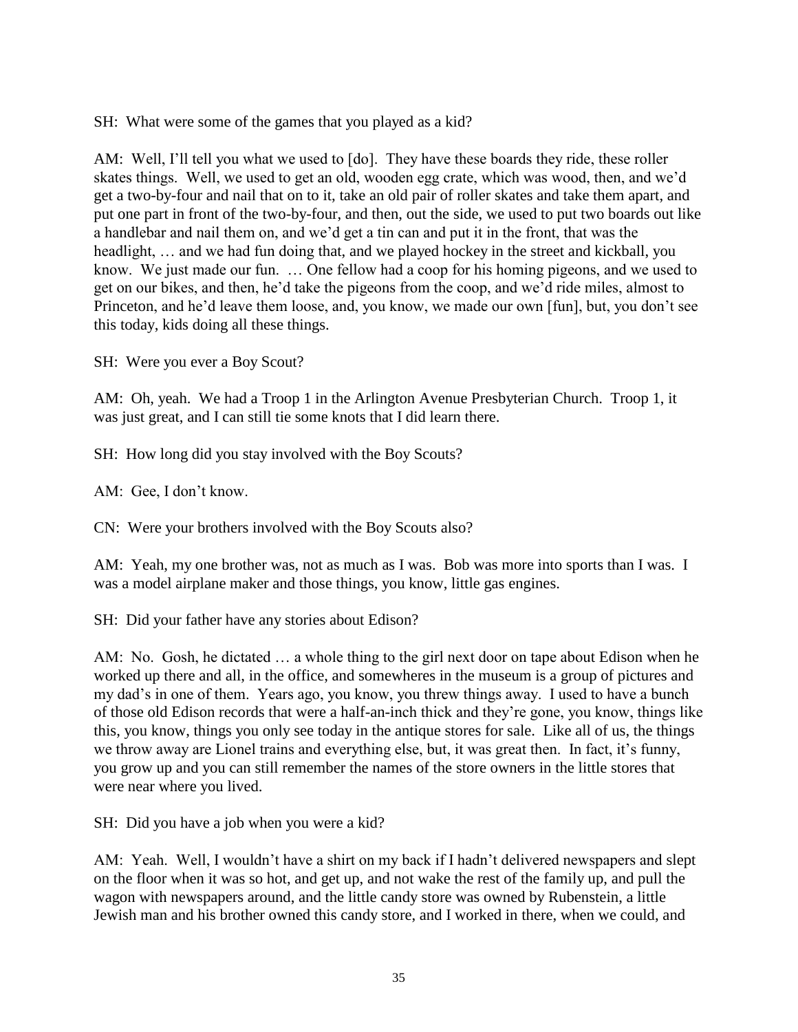SH: What were some of the games that you played as a kid?

AM: Well, I'll tell you what we used to [do]. They have these boards they ride, these roller skates things. Well, we used to get an old, wooden egg crate, which was wood, then, and we'd get a two-by-four and nail that on to it, take an old pair of roller skates and take them apart, and put one part in front of the two-by-four, and then, out the side, we used to put two boards out like a handlebar and nail them on, and we'd get a tin can and put it in the front, that was the headlight, … and we had fun doing that, and we played hockey in the street and kickball, you know. We just made our fun. … One fellow had a coop for his homing pigeons, and we used to get on our bikes, and then, he'd take the pigeons from the coop, and we'd ride miles, almost to Princeton, and he'd leave them loose, and, you know, we made our own [fun], but, you don't see this today, kids doing all these things.

SH: Were you ever a Boy Scout?

AM: Oh, yeah. We had a Troop 1 in the Arlington Avenue Presbyterian Church. Troop 1, it was just great, and I can still tie some knots that I did learn there.

SH: How long did you stay involved with the Boy Scouts?

AM: Gee, I don't know.

CN: Were your brothers involved with the Boy Scouts also?

AM: Yeah, my one brother was, not as much as I was. Bob was more into sports than I was. I was a model airplane maker and those things, you know, little gas engines.

SH: Did your father have any stories about Edison?

AM: No. Gosh, he dictated … a whole thing to the girl next door on tape about Edison when he worked up there and all, in the office, and somewheres in the museum is a group of pictures and my dad's in one of them. Years ago, you know, you threw things away. I used to have a bunch of those old Edison records that were a half-an-inch thick and they're gone, you know, things like this, you know, things you only see today in the antique stores for sale. Like all of us, the things we throw away are Lionel trains and everything else, but, it was great then. In fact, it's funny, you grow up and you can still remember the names of the store owners in the little stores that were near where you lived.

SH: Did you have a job when you were a kid?

AM: Yeah. Well, I wouldn't have a shirt on my back if I hadn't delivered newspapers and slept on the floor when it was so hot, and get up, and not wake the rest of the family up, and pull the wagon with newspapers around, and the little candy store was owned by Rubenstein, a little Jewish man and his brother owned this candy store, and I worked in there, when we could, and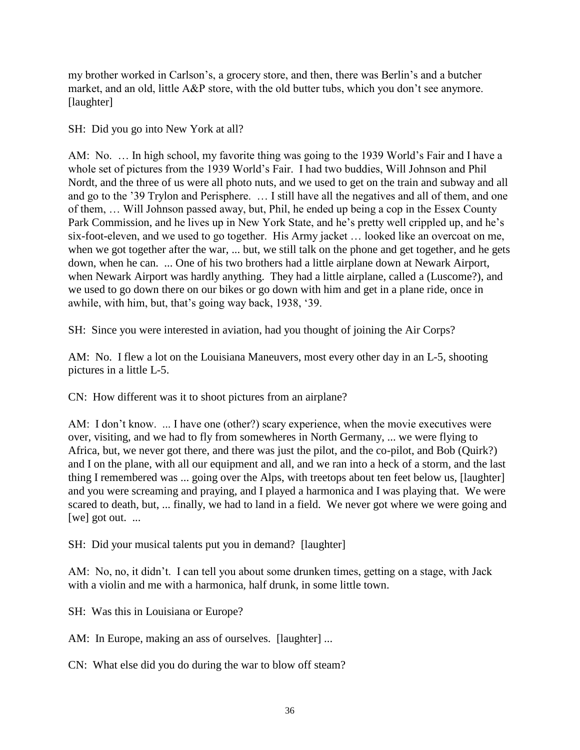my brother worked in Carlson's, a grocery store, and then, there was Berlin's and a butcher market, and an old, little A&P store, with the old butter tubs, which you don't see anymore. [laughter]

SH: Did you go into New York at all?

AM: No. … In high school, my favorite thing was going to the 1939 World's Fair and I have a whole set of pictures from the 1939 World's Fair. I had two buddies, Will Johnson and Phil Nordt, and the three of us were all photo nuts, and we used to get on the train and subway and all and go to the '39 Trylon and Perisphere. … I still have all the negatives and all of them, and one of them, … Will Johnson passed away, but, Phil, he ended up being a cop in the Essex County Park Commission, and he lives up in New York State, and he's pretty well crippled up, and he's six-foot-eleven, and we used to go together. His Army jacket … looked like an overcoat on me, when we got together after the war, ... but, we still talk on the phone and get together, and he gets down, when he can. ... One of his two brothers had a little airplane down at Newark Airport, when Newark Airport was hardly anything. They had a little airplane, called a (Luscome?), and we used to go down there on our bikes or go down with him and get in a plane ride, once in awhile, with him, but, that's going way back, 1938, '39.

SH: Since you were interested in aviation, had you thought of joining the Air Corps?

AM: No. I flew a lot on the Louisiana Maneuvers, most every other day in an L-5, shooting pictures in a little L-5.

CN: How different was it to shoot pictures from an airplane?

AM: I don't know. ... I have one (other?) scary experience, when the movie executives were over, visiting, and we had to fly from somewheres in North Germany, ... we were flying to Africa, but, we never got there, and there was just the pilot, and the co-pilot, and Bob (Quirk?) and I on the plane, with all our equipment and all, and we ran into a heck of a storm, and the last thing I remembered was ... going over the Alps, with treetops about ten feet below us, [laughter] and you were screaming and praying, and I played a harmonica and I was playing that. We were scared to death, but, ... finally, we had to land in a field. We never got where we were going and [we] got out. ...

SH: Did your musical talents put you in demand? [laughter]

AM: No, no, it didn't. I can tell you about some drunken times, getting on a stage, with Jack with a violin and me with a harmonica, half drunk, in some little town.

SH: Was this in Louisiana or Europe?

AM: In Europe, making an ass of ourselves. [laughter] ...

CN: What else did you do during the war to blow off steam?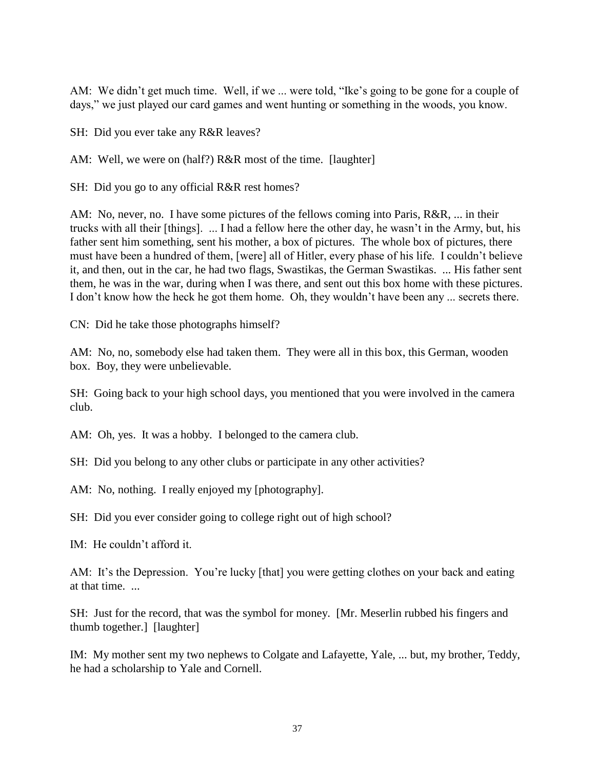AM: We didn't get much time. Well, if we ... were told, "Ike's going to be gone for a couple of days," we just played our card games and went hunting or something in the woods, you know.

SH: Did you ever take any R&R leaves?

AM: Well, we were on (half?) R&R most of the time. [laughter]

SH: Did you go to any official R&R rest homes?

AM: No, never, no. I have some pictures of the fellows coming into Paris, R&R, ... in their trucks with all their [things]. ... I had a fellow here the other day, he wasn't in the Army, but, his father sent him something, sent his mother, a box of pictures. The whole box of pictures, there must have been a hundred of them, [were] all of Hitler, every phase of his life. I couldn't believe it, and then, out in the car, he had two flags, Swastikas, the German Swastikas. ... His father sent them, he was in the war, during when I was there, and sent out this box home with these pictures. I don't know how the heck he got them home. Oh, they wouldn't have been any ... secrets there.

CN: Did he take those photographs himself?

AM: No, no, somebody else had taken them. They were all in this box, this German, wooden box. Boy, they were unbelievable.

SH: Going back to your high school days, you mentioned that you were involved in the camera club.

AM: Oh, yes. It was a hobby. I belonged to the camera club.

SH: Did you belong to any other clubs or participate in any other activities?

AM: No, nothing. I really enjoyed my [photography].

SH: Did you ever consider going to college right out of high school?

IM: He couldn't afford it.

AM: It's the Depression. You're lucky [that] you were getting clothes on your back and eating at that time. ...

SH: Just for the record, that was the symbol for money. [Mr. Meserlin rubbed his fingers and thumb together.] [laughter]

IM: My mother sent my two nephews to Colgate and Lafayette, Yale, ... but, my brother, Teddy, he had a scholarship to Yale and Cornell.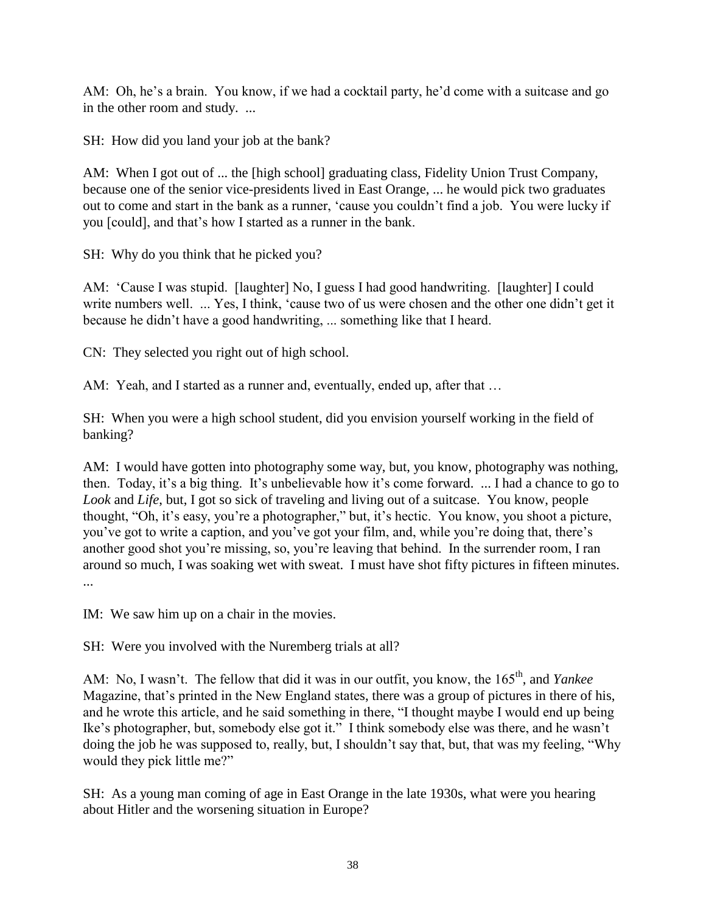AM: Oh, he's a brain. You know, if we had a cocktail party, he'd come with a suitcase and go in the other room and study. ...

SH: How did you land your job at the bank?

AM: When I got out of ... the [high school] graduating class, Fidelity Union Trust Company, because one of the senior vice-presidents lived in East Orange, ... he would pick two graduates out to come and start in the bank as a runner, 'cause you couldn't find a job. You were lucky if you [could], and that's how I started as a runner in the bank.

SH: Why do you think that he picked you?

AM: 'Cause I was stupid. [laughter] No, I guess I had good handwriting. [laughter] I could write numbers well. ... Yes, I think, 'cause two of us were chosen and the other one didn't get it because he didn't have a good handwriting, ... something like that I heard.

CN: They selected you right out of high school.

AM: Yeah, and I started as a runner and, eventually, ended up, after that …

SH: When you were a high school student, did you envision yourself working in the field of banking?

AM: I would have gotten into photography some way, but, you know, photography was nothing, then. Today, it's a big thing. It's unbelievable how it's come forward. ... I had a chance to go to *Look* and *Life*, but, I got so sick of traveling and living out of a suitcase. You know, people thought, "Oh, it's easy, you're a photographer," but, it's hectic. You know, you shoot a picture, you've got to write a caption, and you've got your film, and, while you're doing that, there's another good shot you're missing, so, you're leaving that behind. In the surrender room, I ran around so much, I was soaking wet with sweat. I must have shot fifty pictures in fifteen minutes. ...

IM: We saw him up on a chair in the movies.

SH: Were you involved with the Nuremberg trials at all?

AM: No, I wasn't. The fellow that did it was in our outfit, you know, the 165th, and *Yankee* Magazine, that's printed in the New England states, there was a group of pictures in there of his, and he wrote this article, and he said something in there, "I thought maybe I would end up being Ike's photographer, but, somebody else got it." I think somebody else was there, and he wasn't doing the job he was supposed to, really, but, I shouldn't say that, but, that was my feeling, "Why would they pick little me?"

SH: As a young man coming of age in East Orange in the late 1930s, what were you hearing about Hitler and the worsening situation in Europe?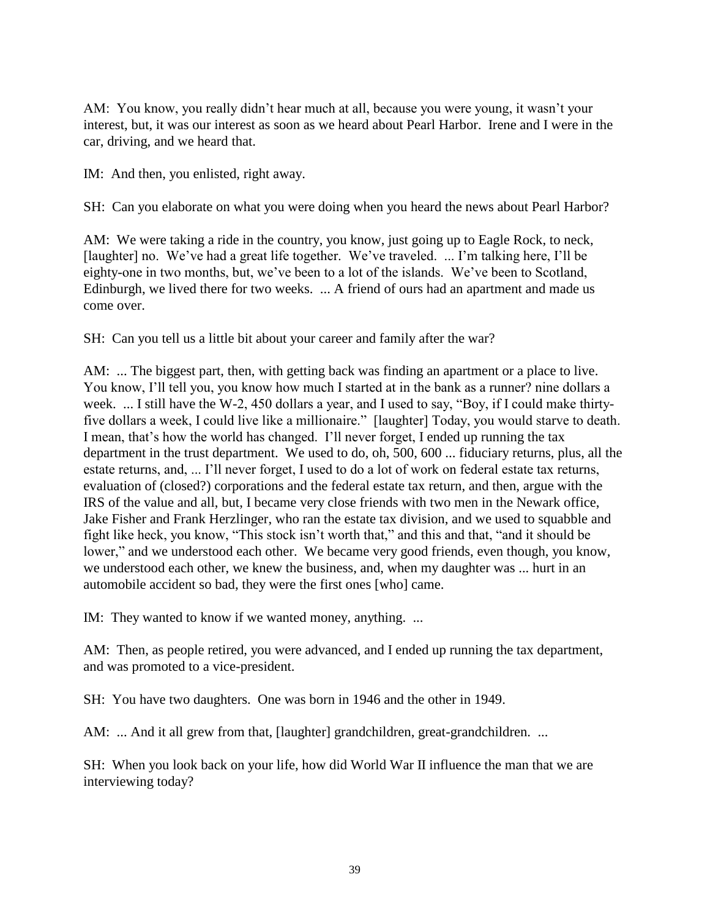AM: You know, you really didn't hear much at all, because you were young, it wasn't your interest, but, it was our interest as soon as we heard about Pearl Harbor. Irene and I were in the car, driving, and we heard that.

IM: And then, you enlisted, right away.

SH: Can you elaborate on what you were doing when you heard the news about Pearl Harbor?

AM: We were taking a ride in the country, you know, just going up to Eagle Rock, to neck, [laughter] no. We've had a great life together. We've traveled. ... I'm talking here, I'll be eighty-one in two months, but, we've been to a lot of the islands. We've been to Scotland, Edinburgh, we lived there for two weeks. ... A friend of ours had an apartment and made us come over.

SH: Can you tell us a little bit about your career and family after the war?

AM: ... The biggest part, then, with getting back was finding an apartment or a place to live. You know, I'll tell you, you know how much I started at in the bank as a runner? nine dollars a week. ... I still have the W-2, 450 dollars a year, and I used to say, "Boy, if I could make thirty-five dollars a week, I could live like a millionaire." [laughter] Today, you would starve to death. I mean, that's how the world has changed. I'll never forget, I ended up running the tax department in the trust department. We used to do, oh, 500, 600 ... fiduciary returns, plus, all the estate returns, and, ... I'll never forget, I used to do a lot of work on federal estate tax returns, evaluation of (closed?) corporations and the federal estate tax return, and then, argue with the IRS of the value and all, but, I became very close friends with two men in the Newark office, Jake Fisher and Frank Herzlinger, who ran the estate tax division, and we used to squabble and fight like heck, you know, "This stock isn't worth that," and this and that, "and it should be lower," and we understood each other. We became very good friends, even though, you know, we understood each other, we knew the business, and, when my daughter was ... hurt in an automobile accident so bad, they were the first ones [who] came.

IM: They wanted to know if we wanted money, anything. ...

AM: Then, as people retired, you were advanced, and I ended up running the tax department, and was promoted to a vice-president.

SH: You have two daughters. One was born in 1946 and the other in 1949.

AM: ... And it all grew from that, [laughter] grandchildren, great-grandchildren. ...

SH: When you look back on your life, how did World War II influence the man that we are interviewing today?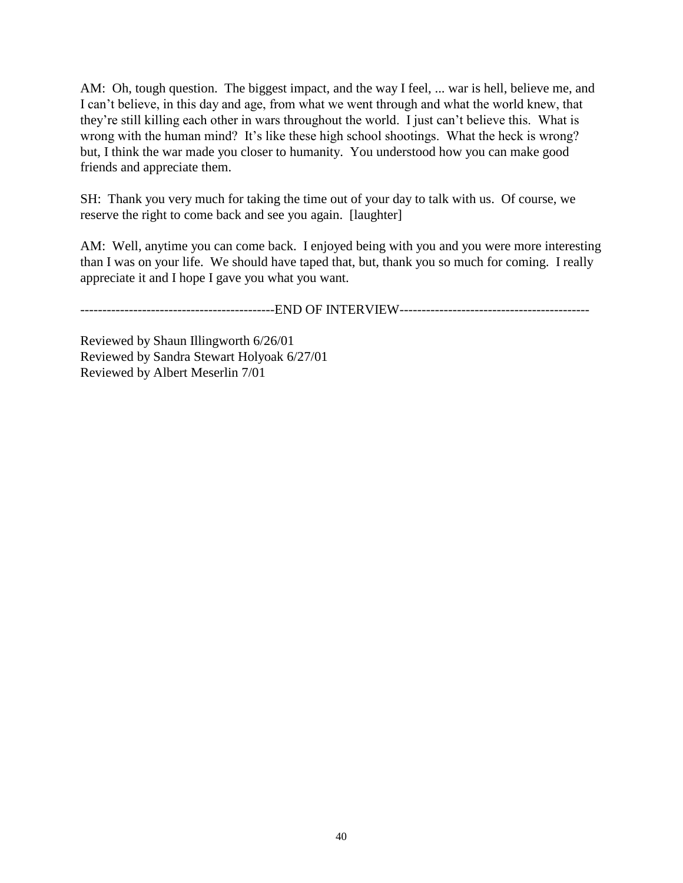AM: Oh, tough question. The biggest impact, and the way I feel, ... war is hell, believe me, and I can't believe, in this day and age, from what we went through and what the world knew, that they're still killing each other in wars throughout the world. I just can't believe this. What is wrong with the human mind? It's like these high school shootings. What the heck is wrong? but, I think the war made you closer to humanity. You understood how you can make good friends and appreciate them.

SH: Thank you very much for taking the time out of your day to talk with us. Of course, we reserve the right to come back and see you again. [laughter]

AM: Well, anytime you can come back. I enjoyed being with you and you were more interesting than I was on your life. We should have taped that, but, thank you so much for coming. I really appreciate it and I hope I gave you what you want.

--------------------------------------------END OF INTERVIEW-------------------------------------------

Reviewed by Shaun Illingworth 6/26/01
Reviewed by Sandra Stewart Holyoak 6/27/01
Reviewed by Albert Meserlin 7/01